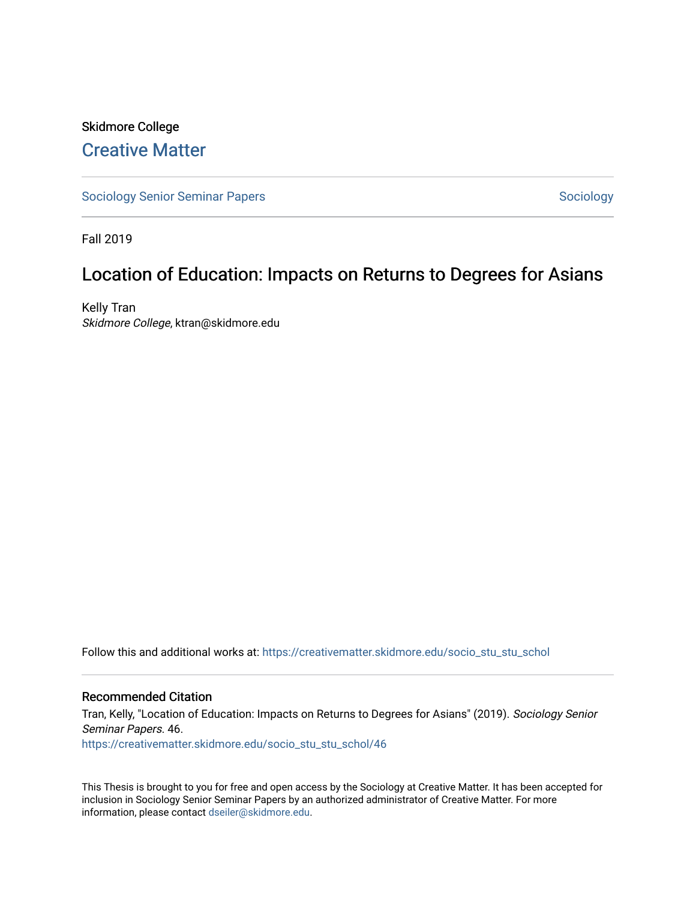Skidmore College

# Creative Matter

Sociology Senior Seminar Papers

Sociology

Fall 2019

## Location of Education: Impacts on Returns to Degrees for Asians

Kelly Tran
*Skidmore College*, ktran@skidmore.edu

Follow this and additional works at: https://creativematter.skidmore.edu/socio_stu_stu_schol

### Recommended Citation

Tran, Kelly, "Location of Education: Impacts on Returns to Degrees for Asians" (2019). *Sociology Senior Seminar Papers*. 46.
https://creativematter.skidmore.edu/socio_stu_stu_schol/46

This Thesis is brought to you for free and open access by the Sociology at Creative Matter. It has been accepted for inclusion in Sociology Senior Seminar Papers by an authorized administrator of Creative Matter. For more information, please contact dseiler@skidmore.edu.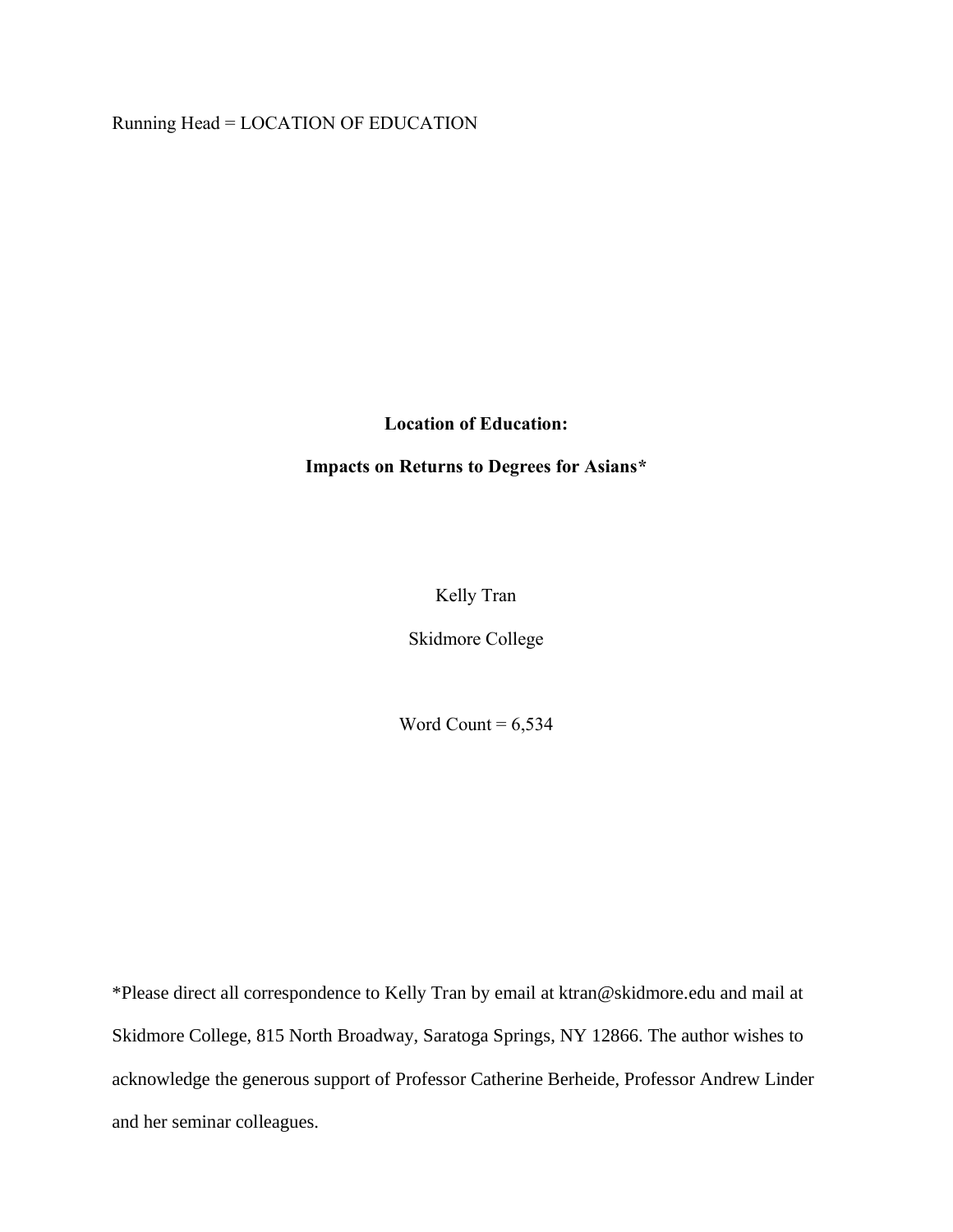Running Head = LOCATION OF EDUCATION

**Location of Education:**

**Impacts on Returns to Degrees for Asians***

Kelly Tran

Skidmore College

Word Count = 6,534

*Please direct all correspondence to Kelly Tran by email at ktran@skidmore.edu and mail at Skidmore College, 815 North Broadway, Saratoga Springs, NY 12866. The author wishes to acknowledge the generous support of Professor Catherine Berheide, Professor Andrew Linder and her seminar colleagues.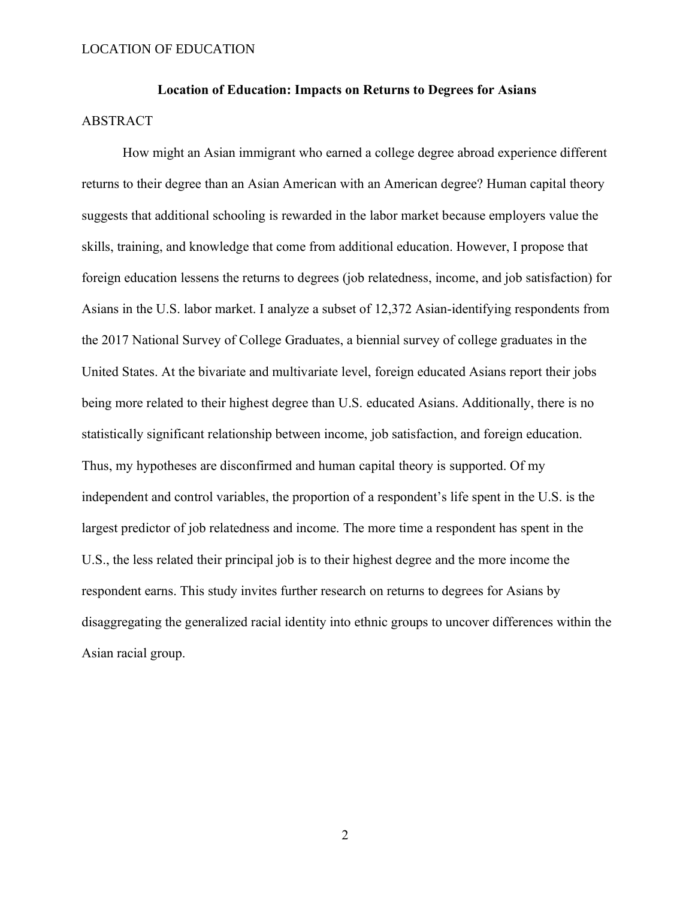**Location of Education: Impacts on Returns to Degrees for Asians**

ABSTRACT

How might an Asian immigrant who earned a college degree abroad experience different returns to their degree than an Asian American with an American degree? Human capital theory suggests that additional schooling is rewarded in the labor market because employers value the skills, training, and knowledge that come from additional education. However, I propose that foreign education lessens the returns to degrees (job relatedness, income, and job satisfaction) for Asians in the U.S. labor market. I analyze a subset of 12,372 Asian-identifying respondents from the 2017 National Survey of College Graduates, a biennial survey of college graduates in the United States. At the bivariate and multivariate level, foreign educated Asians report their jobs being more related to their highest degree than U.S. educated Asians. Additionally, there is no statistically significant relationship between income, job satisfaction, and foreign education. Thus, my hypotheses are disconfirmed and human capital theory is supported. Of my independent and control variables, the proportion of a respondent's life spent in the U.S. is the largest predictor of job relatedness and income. The more time a respondent has spent in the U.S., the less related their principal job is to their highest degree and the more income the respondent earns. This study invites further research on returns to degrees for Asians by disaggregating the generalized racial identity into ethnic groups to uncover differences within the Asian racial group.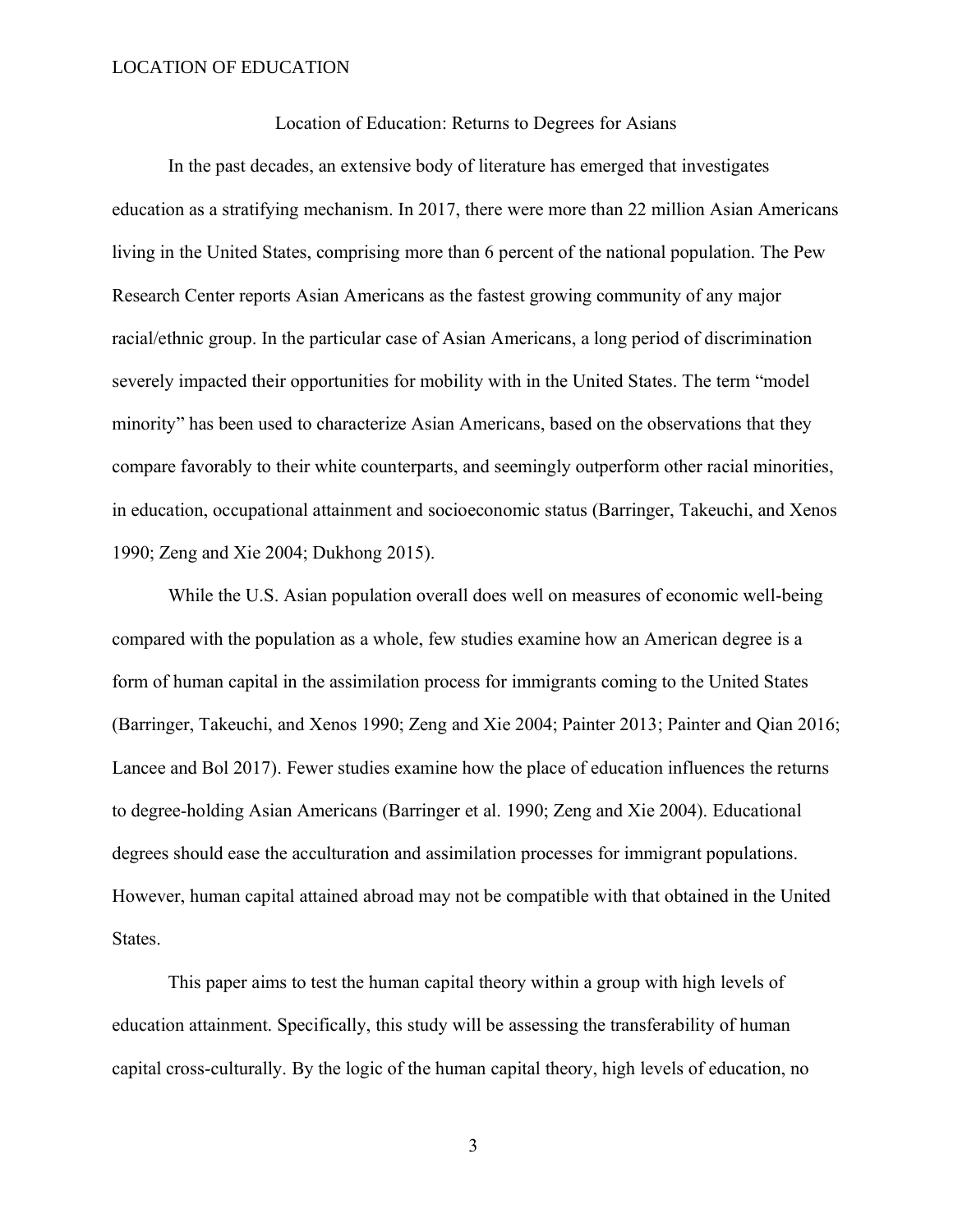Location of Education: Returns to Degrees for Asians

In the past decades, an extensive body of literature has emerged that investigates education as a stratifying mechanism. In 2017, there were more than 22 million Asian Americans living in the United States, comprising more than 6 percent of the national population. The Pew Research Center reports Asian Americans as the fastest growing community of any major racial/ethnic group. In the particular case of Asian Americans, a long period of discrimination severely impacted their opportunities for mobility with in the United States. The term "model minority" has been used to characterize Asian Americans, based on the observations that they compare favorably to their white counterparts, and seemingly outperform other racial minorities, in education, occupational attainment and socioeconomic status (Barringer, Takeuchi, and Xenos 1990; Zeng and Xie 2004; Dukhong 2015).

While the U.S. Asian population overall does well on measures of economic well-being compared with the population as a whole, few studies examine how an American degree is a form of human capital in the assimilation process for immigrants coming to the United States (Barringer, Takeuchi, and Xenos 1990; Zeng and Xie 2004; Painter 2013; Painter and Qian 2016; Lancee and Bol 2017). Fewer studies examine how the place of education influences the returns to degree-holding Asian Americans (Barringer et al. 1990; Zeng and Xie 2004). Educational degrees should ease the acculturation and assimilation processes for immigrant populations. However, human capital attained abroad may not be compatible with that obtained in the United States.

This paper aims to test the human capital theory within a group with high levels of education attainment. Specifically, this study will be assessing the transferability of human capital cross-culturally. By the logic of the human capital theory, high levels of education, no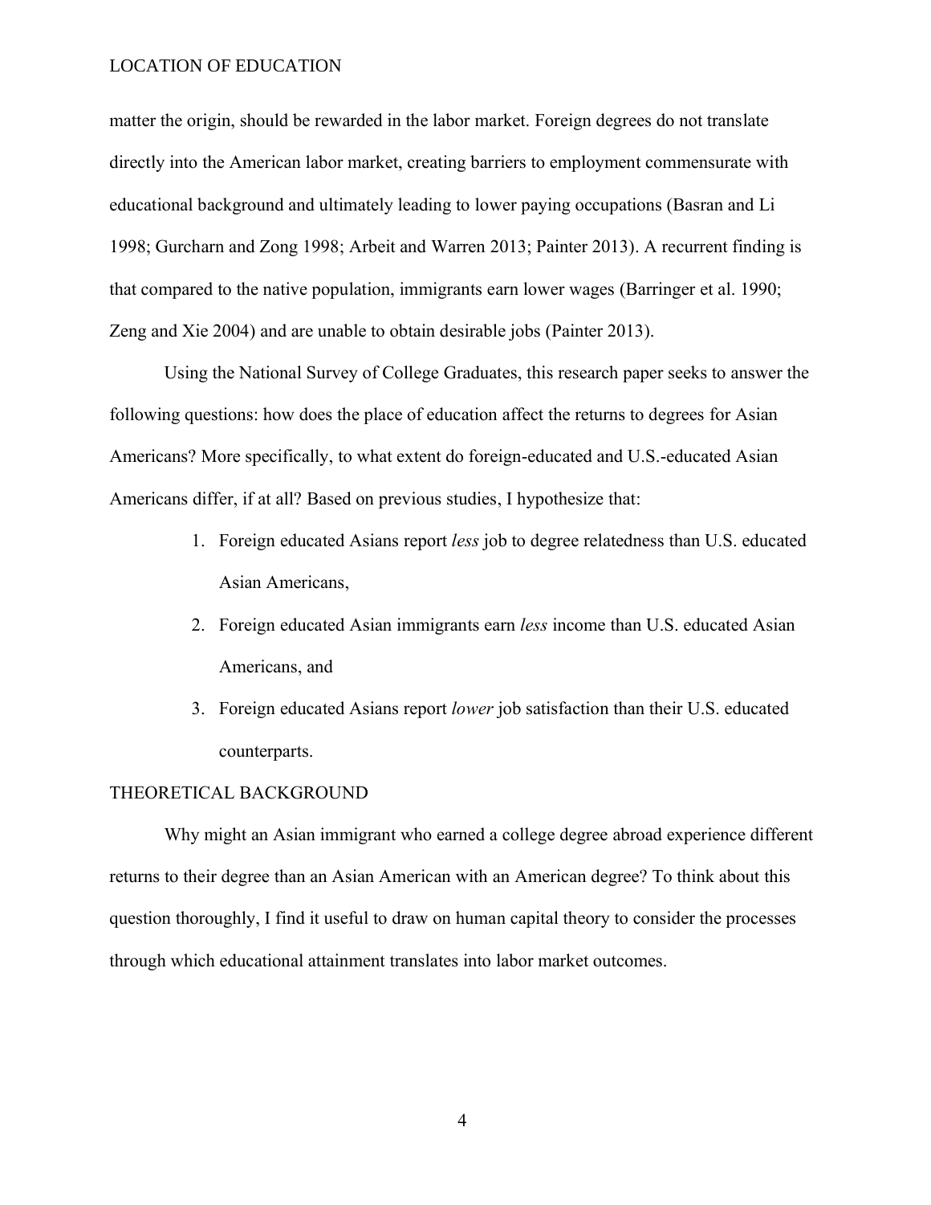matter the origin, should be rewarded in the labor market. Foreign degrees do not translate directly into the American labor market, creating barriers to employment commensurate with educational background and ultimately leading to lower paying occupations (Basran and Li 1998; Gurcharn and Zong 1998; Arbeit and Warren 2013; Painter 2013). A recurrent finding is that compared to the native population, immigrants earn lower wages (Barringer et al. 1990; Zeng and Xie 2004) and are unable to obtain desirable jobs (Painter 2013).

Using the National Survey of College Graduates, this research paper seeks to answer the following questions: how does the place of education affect the returns to degrees for Asian Americans? More specifically, to what extent do foreign-educated and U.S.-educated Asian Americans differ, if at all? Based on previous studies, I hypothesize that:

1. Foreign educated Asians report *less* job to degree relatedness than U.S. educated Asian Americans,
2. Foreign educated Asian immigrants earn *less* income than U.S. educated Asian Americans, and
3. Foreign educated Asians report *lower* job satisfaction than their U.S. educated counterparts.

## THEORETICAL BACKGROUND

Why might an Asian immigrant who earned a college degree abroad experience different returns to their degree than an Asian American with an American degree? To think about this question thoroughly, I find it useful to draw on human capital theory to consider the processes through which educational attainment translates into labor market outcomes.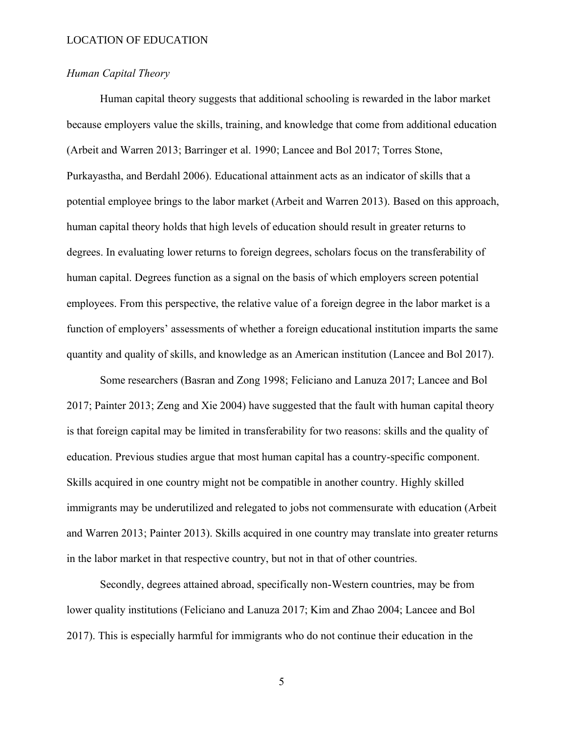### *Human Capital Theory*

Human capital theory suggests that additional schooling is rewarded in the labor market because employers value the skills, training, and knowledge that come from additional education (Arbeit and Warren 2013; Barringer et al. 1990; Lancee and Bol 2017; Torres Stone, Purkayastha, and Berdahl 2006). Educational attainment acts as an indicator of skills that a potential employee brings to the labor market (Arbeit and Warren 2013). Based on this approach, human capital theory holds that high levels of education should result in greater returns to degrees. In evaluating lower returns to foreign degrees, scholars focus on the transferability of human capital. Degrees function as a signal on the basis of which employers screen potential employees. From this perspective, the relative value of a foreign degree in the labor market is a function of employers' assessments of whether a foreign educational institution imparts the same quantity and quality of skills, and knowledge as an American institution (Lancee and Bol 2017).

Some researchers (Basran and Zong 1998; Feliciano and Lanuza 2017; Lancee and Bol 2017; Painter 2013; Zeng and Xie 2004) have suggested that the fault with human capital theory is that foreign capital may be limited in transferability for two reasons: skills and the quality of education. Previous studies argue that most human capital has a country-specific component. Skills acquired in one country might not be compatible in another country. Highly skilled immigrants may be underutilized and relegated to jobs not commensurate with education (Arbeit and Warren 2013; Painter 2013). Skills acquired in one country may translate into greater returns in the labor market in that respective country, but not in that of other countries.

Secondly, degrees attained abroad, specifically non-Western countries, may be from lower quality institutions (Feliciano and Lanuza 2017; Kim and Zhao 2004; Lancee and Bol 2017). This is especially harmful for immigrants who do not continue their education in the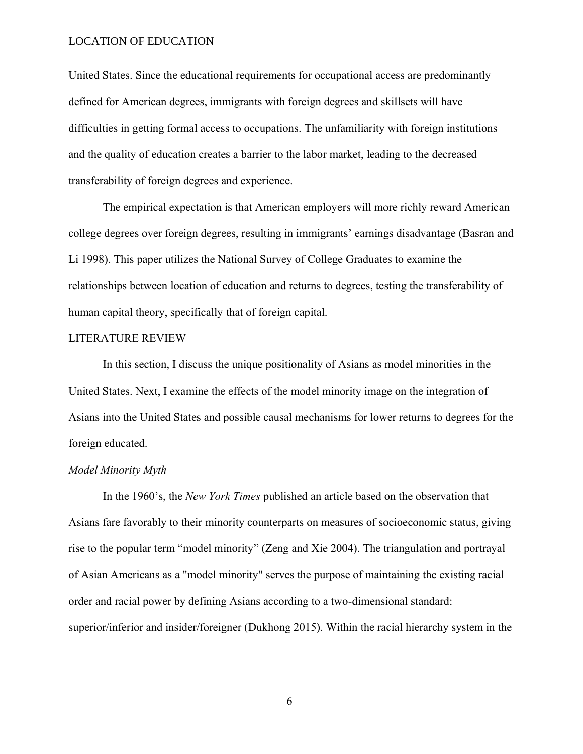United States. Since the educational requirements for occupational access are predominantly defined for American degrees, immigrants with foreign degrees and skillsets will have difficulties in getting formal access to occupations. The unfamiliarity with foreign institutions and the quality of education creates a barrier to the labor market, leading to the decreased transferability of foreign degrees and experience.

The empirical expectation is that American employers will more richly reward American college degrees over foreign degrees, resulting in immigrants' earnings disadvantage (Basran and Li 1998). This paper utilizes the National Survey of College Graduates to examine the relationships between location of education and returns to degrees, testing the transferability of human capital theory, specifically that of foreign capital.

## LITERATURE REVIEW

In this section, I discuss the unique positionality of Asians as model minorities in the United States. Next, I examine the effects of the model minority image on the integration of Asians into the United States and possible causal mechanisms for lower returns to degrees for the foreign educated.

### *Model Minority Myth*

In the 1960's, the *New York Times* published an article based on the observation that Asians fare favorably to their minority counterparts on measures of socioeconomic status, giving rise to the popular term "model minority" (Zeng and Xie 2004). The triangulation and portrayal of Asian Americans as a "model minority" serves the purpose of maintaining the existing racial order and racial power by defining Asians according to a two-dimensional standard: superior/inferior and insider/foreigner (Dukhong 2015). Within the racial hierarchy system in the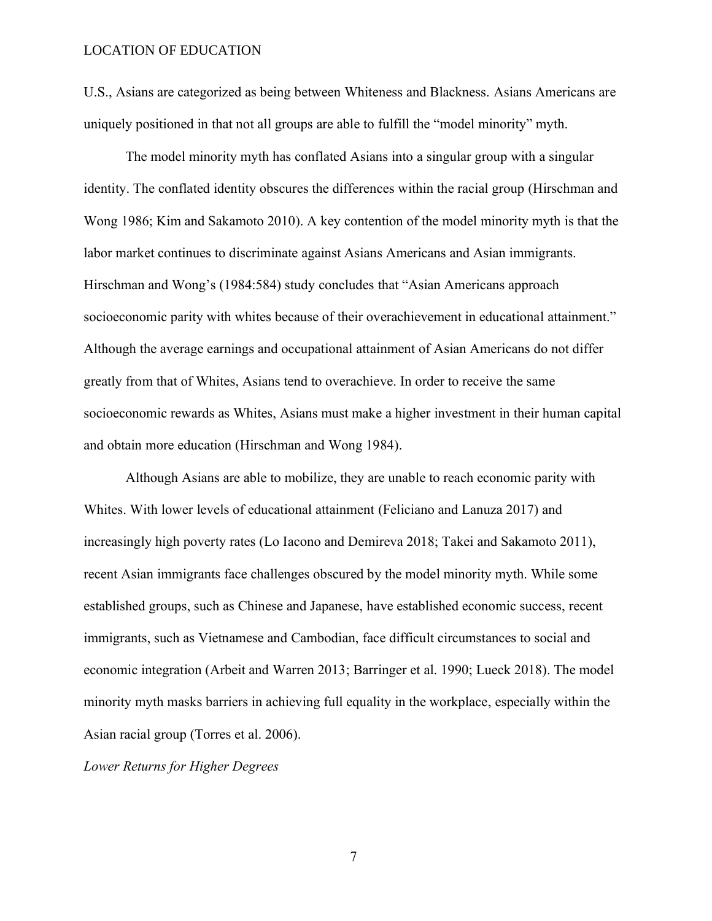U.S., Asians are categorized as being between Whiteness and Blackness. Asians Americans are uniquely positioned in that not all groups are able to fulfill the "model minority" myth.

The model minority myth has conflated Asians into a singular group with a singular identity. The conflated identity obscures the differences within the racial group (Hirschman and Wong 1986; Kim and Sakamoto 2010). A key contention of the model minority myth is that the labor market continues to discriminate against Asians Americans and Asian immigrants. Hirschman and Wong's (1984:584) study concludes that "Asian Americans approach socioeconomic parity with whites because of their overachievement in educational attainment." Although the average earnings and occupational attainment of Asian Americans do not differ greatly from that of Whites, Asians tend to overachieve. In order to receive the same socioeconomic rewards as Whites, Asians must make a higher investment in their human capital and obtain more education (Hirschman and Wong 1984).

Although Asians are able to mobilize, they are unable to reach economic parity with Whites. With lower levels of educational attainment (Feliciano and Lanuza 2017) and increasingly high poverty rates (Lo Iacono and Demireva 2018; Takei and Sakamoto 2011), recent Asian immigrants face challenges obscured by the model minority myth. While some established groups, such as Chinese and Japanese, have established economic success, recent immigrants, such as Vietnamese and Cambodian, face difficult circumstances to social and economic integration (Arbeit and Warren 2013; Barringer et al. 1990; Lueck 2018). The model minority myth masks barriers in achieving full equality in the workplace, especially within the Asian racial group (Torres et al. 2006).

*Lower Returns for Higher Degrees*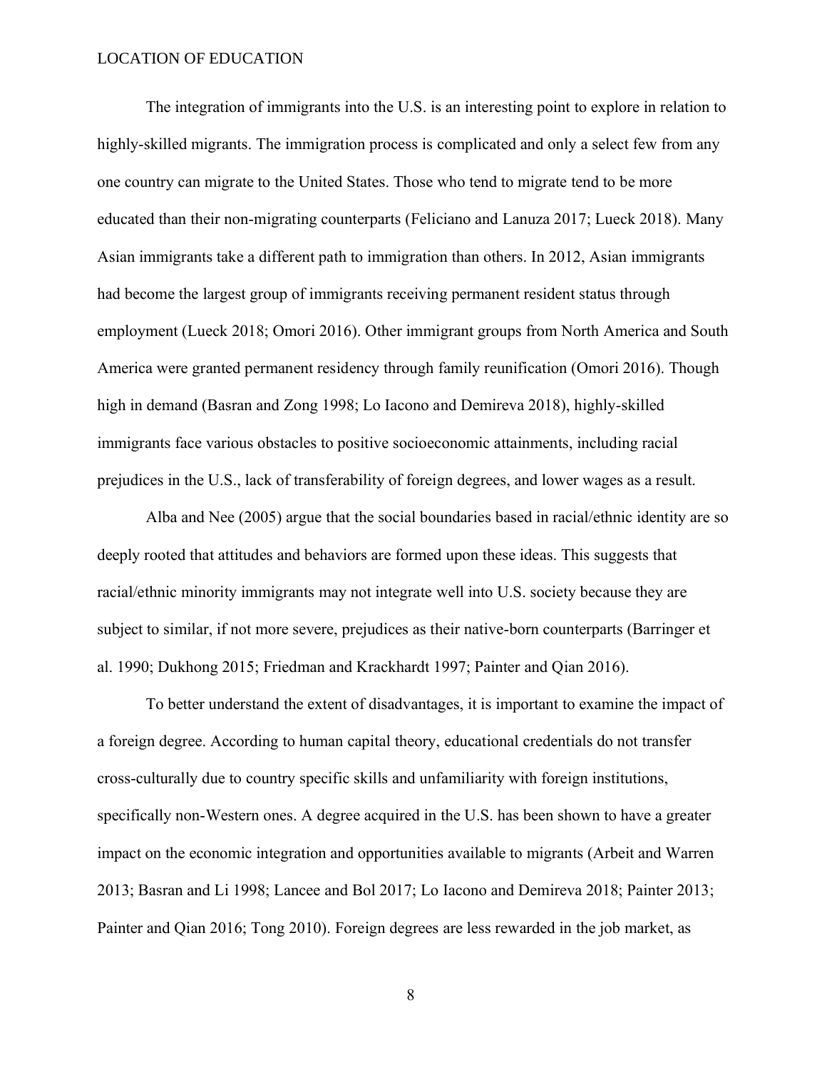The integration of immigrants into the U.S. is an interesting point to explore in relation to highly-skilled migrants. The immigration process is complicated and only a select few from any one country can migrate to the United States. Those who tend to migrate tend to be more educated than their non-migrating counterparts (Feliciano and Lanuza 2017; Lueck 2018). Many Asian immigrants take a different path to immigration than others. In 2012, Asian immigrants had become the largest group of immigrants receiving permanent resident status through employment (Lueck 2018; Omori 2016). Other immigrant groups from North America and South America were granted permanent residency through family reunification (Omori 2016). Though high in demand (Basran and Zong 1998; Lo Iacono and Demireva 2018), highly-skilled immigrants face various obstacles to positive socioeconomic attainments, including racial prejudices in the U.S., lack of transferability of foreign degrees, and lower wages as a result.

Alba and Nee (2005) argue that the social boundaries based in racial/ethnic identity are so deeply rooted that attitudes and behaviors are formed upon these ideas. This suggests that racial/ethnic minority immigrants may not integrate well into U.S. society because they are subject to similar, if not more severe, prejudices as their native-born counterparts (Barringer et al. 1990; Dukhong 2015; Friedman and Krackhardt 1997; Painter and Qian 2016).

To better understand the extent of disadvantages, it is important to examine the impact of a foreign degree. According to human capital theory, educational credentials do not transfer cross-culturally due to country specific skills and unfamiliarity with foreign institutions, specifically non-Western ones. A degree acquired in the U.S. has been shown to have a greater impact on the economic integration and opportunities available to migrants (Arbeit and Warren 2013; Basran and Li 1998; Lancee and Bol 2017; Lo Iacono and Demireva 2018; Painter 2013; Painter and Qian 2016; Tong 2010). Foreign degrees are less rewarded in the job market, as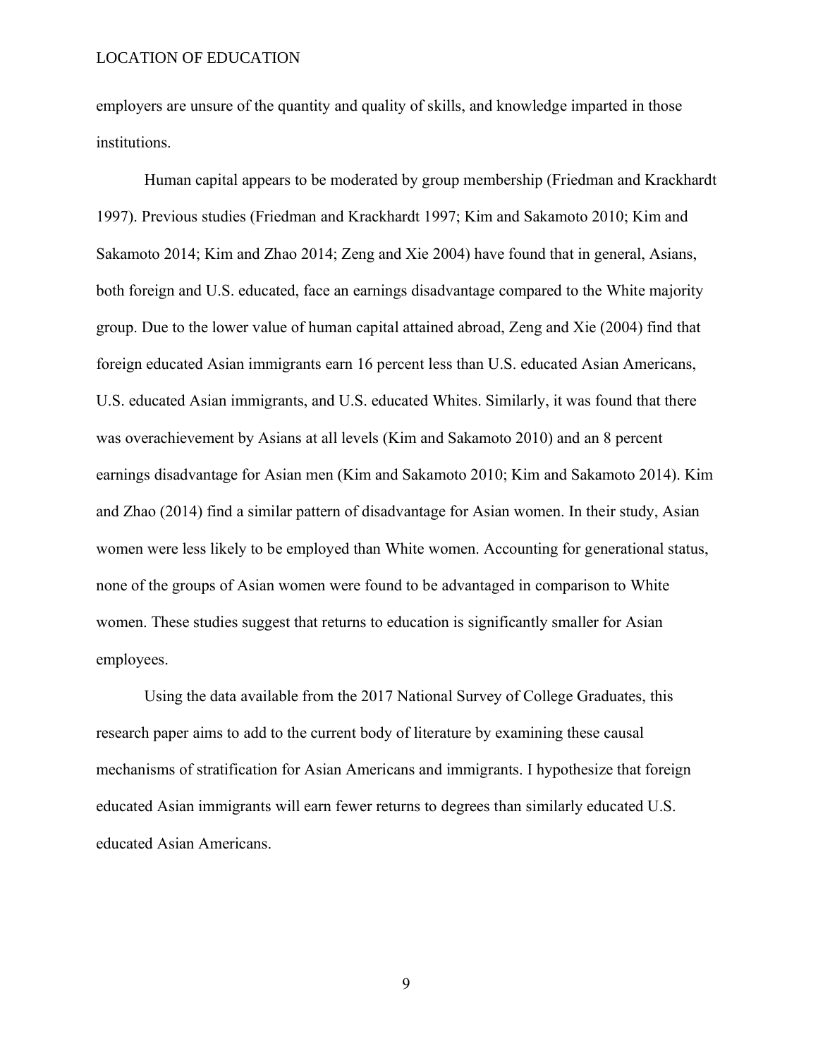employers are unsure of the quantity and quality of skills, and knowledge imparted in those institutions.

Human capital appears to be moderated by group membership (Friedman and Krackhardt 1997). Previous studies (Friedman and Krackhardt 1997; Kim and Sakamoto 2010; Kim and Sakamoto 2014; Kim and Zhao 2014; Zeng and Xie 2004) have found that in general, Asians, both foreign and U.S. educated, face an earnings disadvantage compared to the White majority group. Due to the lower value of human capital attained abroad, Zeng and Xie (2004) find that foreign educated Asian immigrants earn 16 percent less than U.S. educated Asian Americans, U.S. educated Asian immigrants, and U.S. educated Whites. Similarly, it was found that there was overachievement by Asians at all levels (Kim and Sakamoto 2010) and an 8 percent earnings disadvantage for Asian men (Kim and Sakamoto 2010; Kim and Sakamoto 2014). Kim and Zhao (2014) find a similar pattern of disadvantage for Asian women. In their study, Asian women were less likely to be employed than White women. Accounting for generational status, none of the groups of Asian women were found to be advantaged in comparison to White women. These studies suggest that returns to education is significantly smaller for Asian employees.

Using the data available from the 2017 National Survey of College Graduates, this research paper aims to add to the current body of literature by examining these causal mechanisms of stratification for Asian Americans and immigrants. I hypothesize that foreign educated Asian immigrants will earn fewer returns to degrees than similarly educated U.S. educated Asian Americans.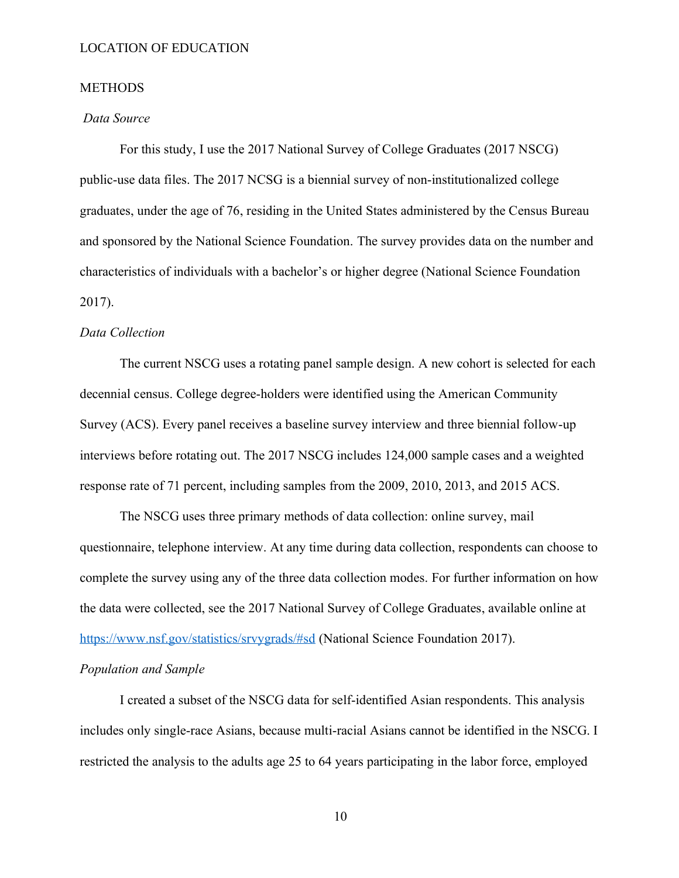## METHODS

### *Data Source*

For this study, I use the 2017 National Survey of College Graduates (2017 NSCG) public-use data files. The 2017 NCSG is a biennial survey of non-institutionalized college graduates, under the age of 76, residing in the United States administered by the Census Bureau and sponsored by the National Science Foundation. The survey provides data on the number and characteristics of individuals with a bachelor's or higher degree (National Science Foundation 2017).

### *Data Collection*

The current NSCG uses a rotating panel sample design. A new cohort is selected for each decennial census. College degree-holders were identified using the American Community Survey (ACS). Every panel receives a baseline survey interview and three biennial follow-up interviews before rotating out. The 2017 NSCG includes 124,000 sample cases and a weighted response rate of 71 percent, including samples from the 2009, 2010, 2013, and 2015 ACS.

The NSCG uses three primary methods of data collection: online survey, mail questionnaire, telephone interview. At any time during data collection, respondents can choose to complete the survey using any of the three data collection modes. For further information on how the data were collected, see the 2017 National Survey of College Graduates, available online at https://www.nsf.gov/statistics/srvygrads/#sd (National Science Foundation 2017).

### *Population and Sample*

I created a subset of the NSCG data for self-identified Asian respondents. This analysis includes only single-race Asians, because multi-racial Asians cannot be identified in the NSCG. I restricted the analysis to the adults age 25 to 64 years participating in the labor force, employed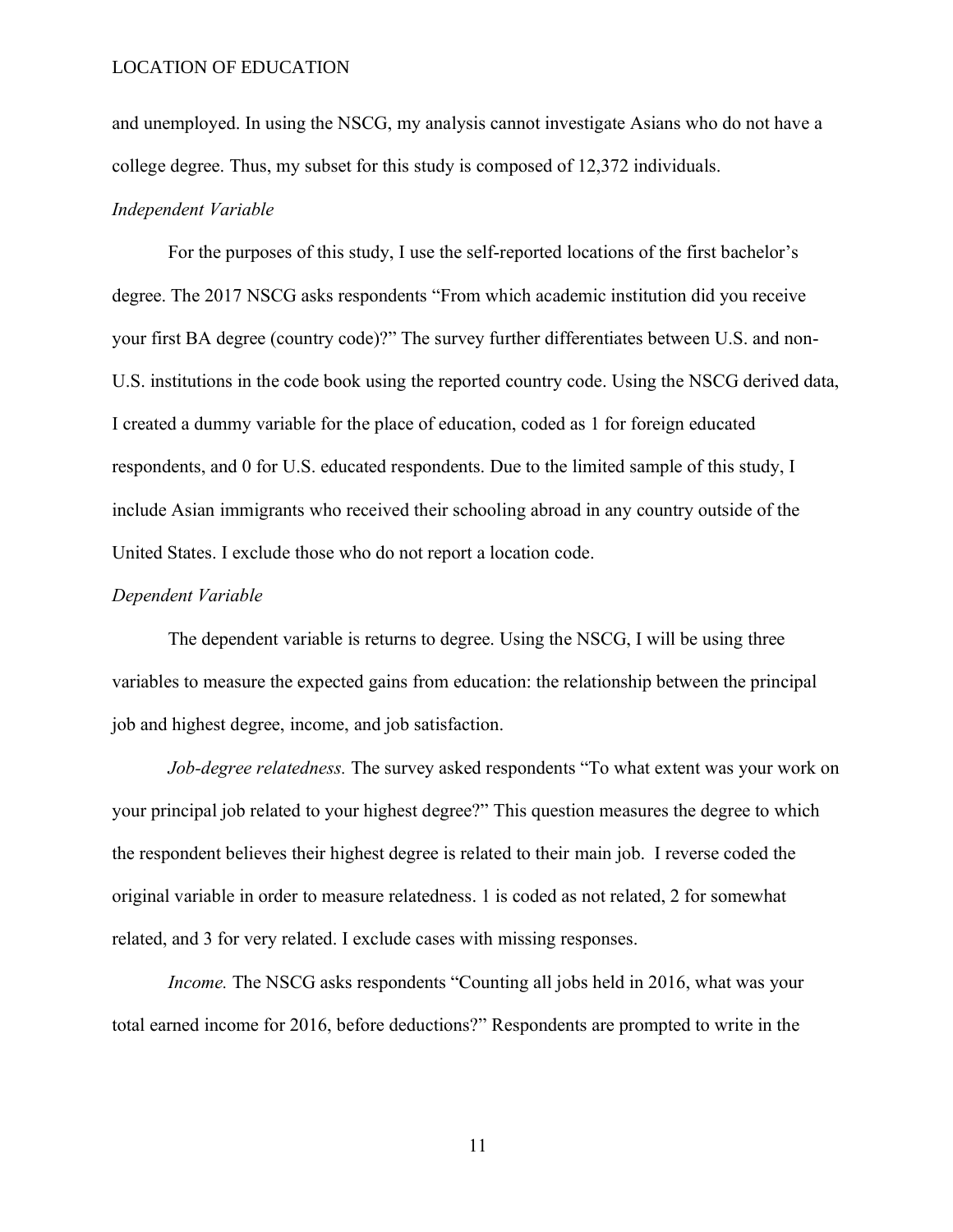and unemployed. In using the NSCG, my analysis cannot investigate Asians who do not have a college degree. Thus, my subset for this study is composed of 12,372 individuals.

### *Independent Variable*

For the purposes of this study, I use the self-reported locations of the first bachelor's degree. The 2017 NSCG asks respondents "From which academic institution did you receive your first BA degree (country code)?" The survey further differentiates between U.S. and non-U.S. institutions in the code book using the reported country code. Using the NSCG derived data, I created a dummy variable for the place of education, coded as 1 for foreign educated respondents, and 0 for U.S. educated respondents. Due to the limited sample of this study, I include Asian immigrants who received their schooling abroad in any country outside of the United States. I exclude those who do not report a location code.

### *Dependent Variable*

The dependent variable is returns to degree. Using the NSCG, I will be using three variables to measure the expected gains from education: the relationship between the principal job and highest degree, income, and job satisfaction.

*Job-degree relatedness.* The survey asked respondents "To what extent was your work on your principal job related to your highest degree?" This question measures the degree to which the respondent believes their highest degree is related to their main job. I reverse coded the original variable in order to measure relatedness. 1 is coded as not related, 2 for somewhat related, and 3 for very related. I exclude cases with missing responses.

*Income.* The NSCG asks respondents "Counting all jobs held in 2016, what was your total earned income for 2016, before deductions?" Respondents are prompted to write in the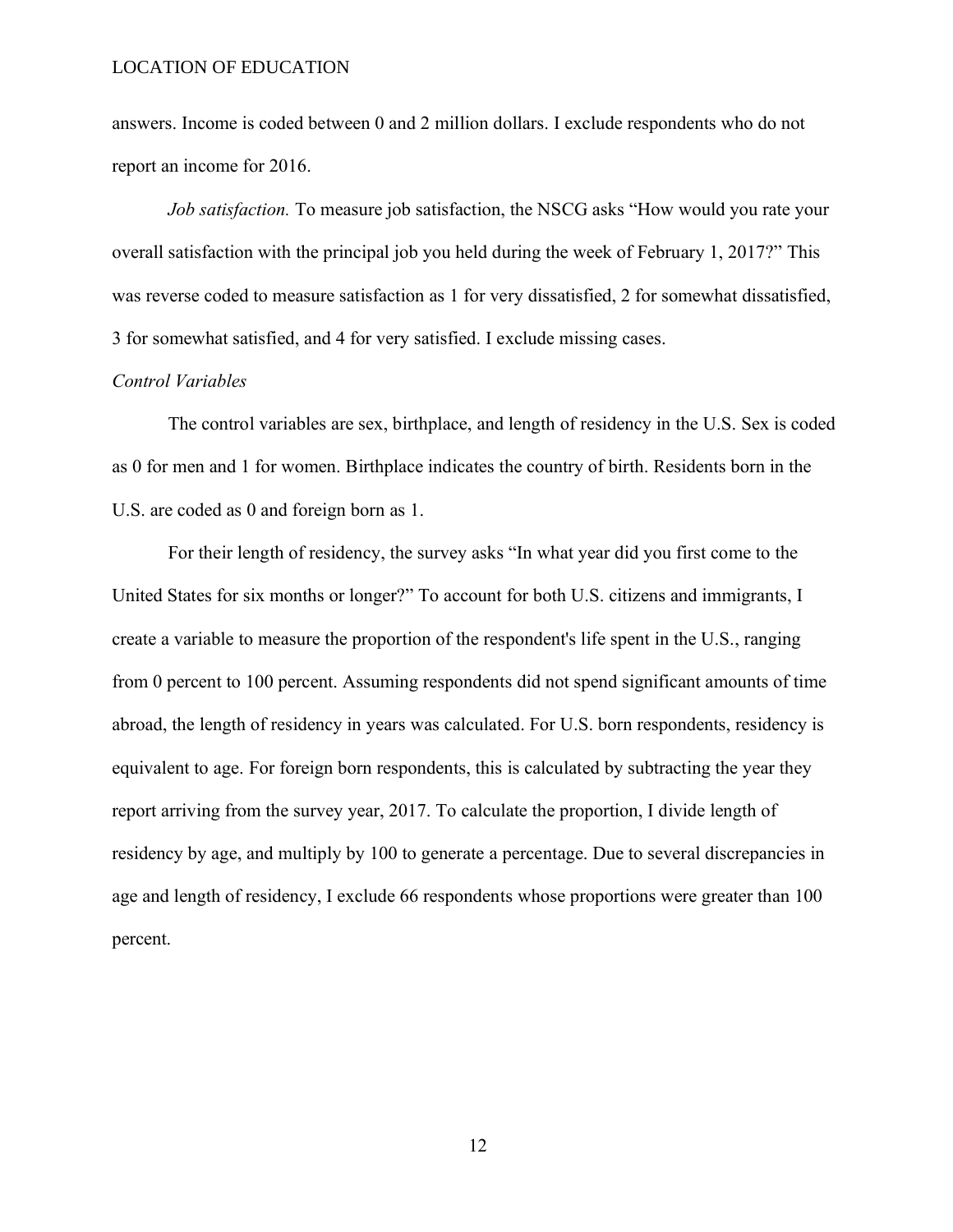answers. Income is coded between 0 and 2 million dollars. I exclude respondents who do not report an income for 2016.

*Job satisfaction.* To measure job satisfaction, the NSCG asks "How would you rate your overall satisfaction with the principal job you held during the week of February 1, 2017?" This was reverse coded to measure satisfaction as 1 for very dissatisfied, 2 for somewhat dissatisfied, 3 for somewhat satisfied, and 4 for very satisfied. I exclude missing cases.

*Control Variables*

The control variables are sex, birthplace, and length of residency in the U.S. Sex is coded as 0 for men and 1 for women. Birthplace indicates the country of birth. Residents born in the U.S. are coded as 0 and foreign born as 1.

For their length of residency, the survey asks "In what year did you first come to the United States for six months or longer?" To account for both U.S. citizens and immigrants, I create a variable to measure the proportion of the respondent's life spent in the U.S., ranging from 0 percent to 100 percent. Assuming respondents did not spend significant amounts of time abroad, the length of residency in years was calculated. For U.S. born respondents, residency is equivalent to age. For foreign born respondents, this is calculated by subtracting the year they report arriving from the survey year, 2017. To calculate the proportion, I divide length of residency by age, and multiply by 100 to generate a percentage. Due to several discrepancies in age and length of residency, I exclude 66 respondents whose proportions were greater than 100 percent.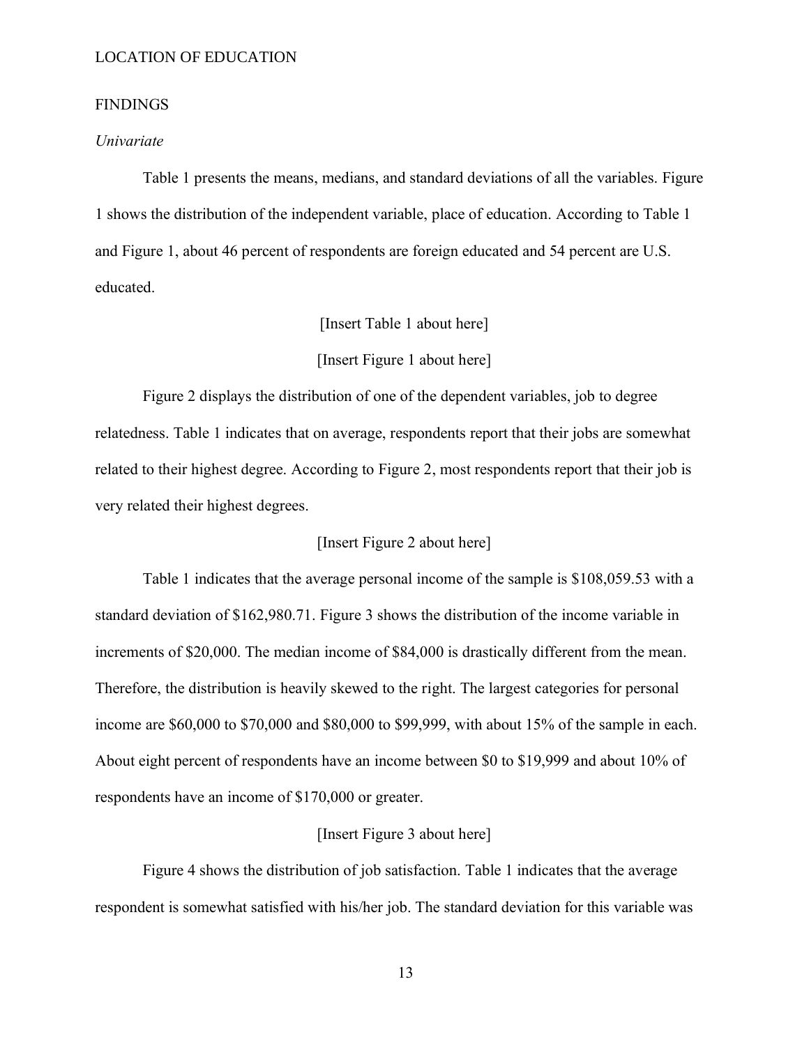## FINDINGS

### *Univariate*

Table 1 presents the means, medians, and standard deviations of all the variables. Figure 1 shows the distribution of the independent variable, place of education. According to Table 1 and Figure 1, about 46 percent of respondents are foreign educated and 54 percent are U.S. educated.

[Insert Table 1 about here]

[Insert Figure 1 about here]

Figure 2 displays the distribution of one of the dependent variables, job to degree relatedness. Table 1 indicates that on average, respondents report that their jobs are somewhat related to their highest degree. According to Figure 2, most respondents report that their job is very related their highest degrees.

[Insert Figure 2 about here]

Table 1 indicates that the average personal income of the sample is $108,059.53 with a standard deviation of $162,980.71. Figure 3 shows the distribution of the income variable in increments of $20,000. The median income of $84,000 is drastically different from the mean. Therefore, the distribution is heavily skewed to the right. The largest categories for personal income are $60,000 to $70,000 and $80,000 to $99,999, with about 15% of the sample in each. About eight percent of respondents have an income between $0 to $19,999 and about 10% of respondents have an income of $170,000 or greater.

[Insert Figure 3 about here]

Figure 4 shows the distribution of job satisfaction. Table 1 indicates that the average respondent is somewhat satisfied with his/her job. The standard deviation for this variable was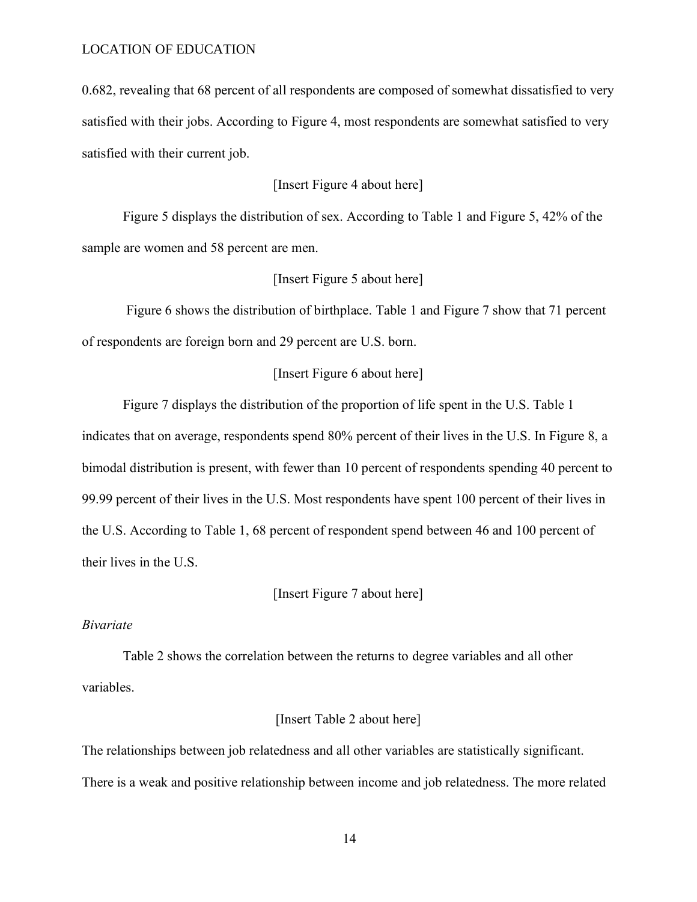0.682, revealing that 68 percent of all respondents are composed of somewhat dissatisfied to very satisfied with their jobs. According to Figure 4, most respondents are somewhat satisfied to very satisfied with their current job.

[Insert Figure 4 about here]

Figure 5 displays the distribution of sex. According to Table 1 and Figure 5, 42% of the sample are women and 58 percent are men.

[Insert Figure 5 about here]

Figure 6 shows the distribution of birthplace. Table 1 and Figure 7 show that 71 percent of respondents are foreign born and 29 percent are U.S. born.

[Insert Figure 6 about here]

Figure 7 displays the distribution of the proportion of life spent in the U.S. Table 1 indicates that on average, respondents spend 80% percent of their lives in the U.S. In Figure 8, a bimodal distribution is present, with fewer than 10 percent of respondents spending 40 percent to 99.99 percent of their lives in the U.S. Most respondents have spent 100 percent of their lives in the U.S. According to Table 1, 68 percent of respondent spend between 46 and 100 percent of their lives in the U.S.

[Insert Figure 7 about here]

*Bivariate*

Table 2 shows the correlation between the returns to degree variables and all other variables.

[Insert Table 2 about here]

The relationships between job relatedness and all other variables are statistically significant. There is a weak and positive relationship between income and job relatedness. The more related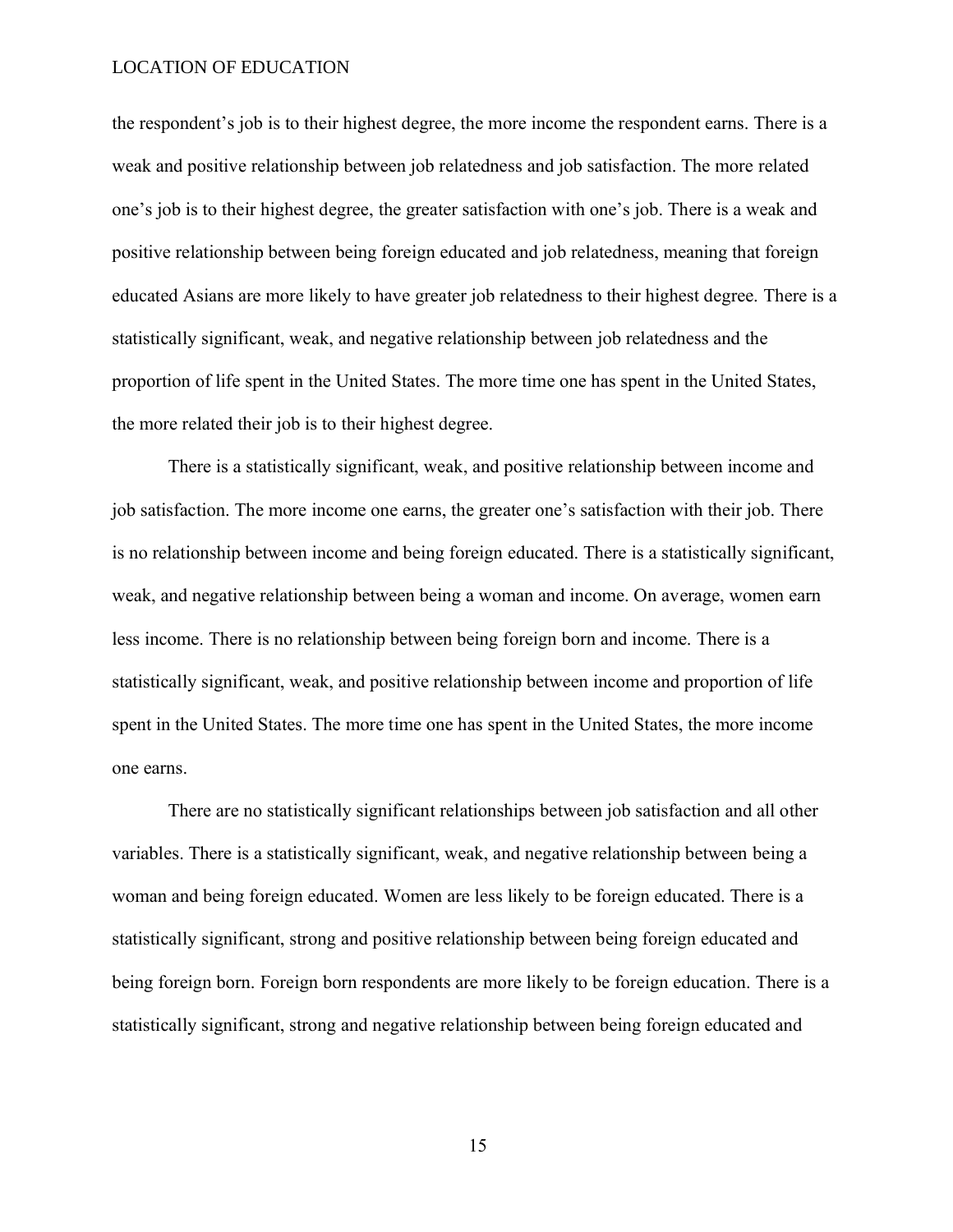the respondent's job is to their highest degree, the more income the respondent earns. There is a weak and positive relationship between job relatedness and job satisfaction. The more related one's job is to their highest degree, the greater satisfaction with one's job. There is a weak and positive relationship between being foreign educated and job relatedness, meaning that foreign educated Asians are more likely to have greater job relatedness to their highest degree. There is a statistically significant, weak, and negative relationship between job relatedness and the proportion of life spent in the United States. The more time one has spent in the United States, the more related their job is to their highest degree.

There is a statistically significant, weak, and positive relationship between income and job satisfaction. The more income one earns, the greater one's satisfaction with their job. There is no relationship between income and being foreign educated. There is a statistically significant, weak, and negative relationship between being a woman and income. On average, women earn less income. There is no relationship between being foreign born and income. There is a statistically significant, weak, and positive relationship between income and proportion of life spent in the United States. The more time one has spent in the United States, the more income one earns.

There are no statistically significant relationships between job satisfaction and all other variables. There is a statistically significant, weak, and negative relationship between being a woman and being foreign educated. Women are less likely to be foreign educated. There is a statistically significant, strong and positive relationship between being foreign educated and being foreign born. Foreign born respondents are more likely to be foreign education. There is a statistically significant, strong and negative relationship between being foreign educated and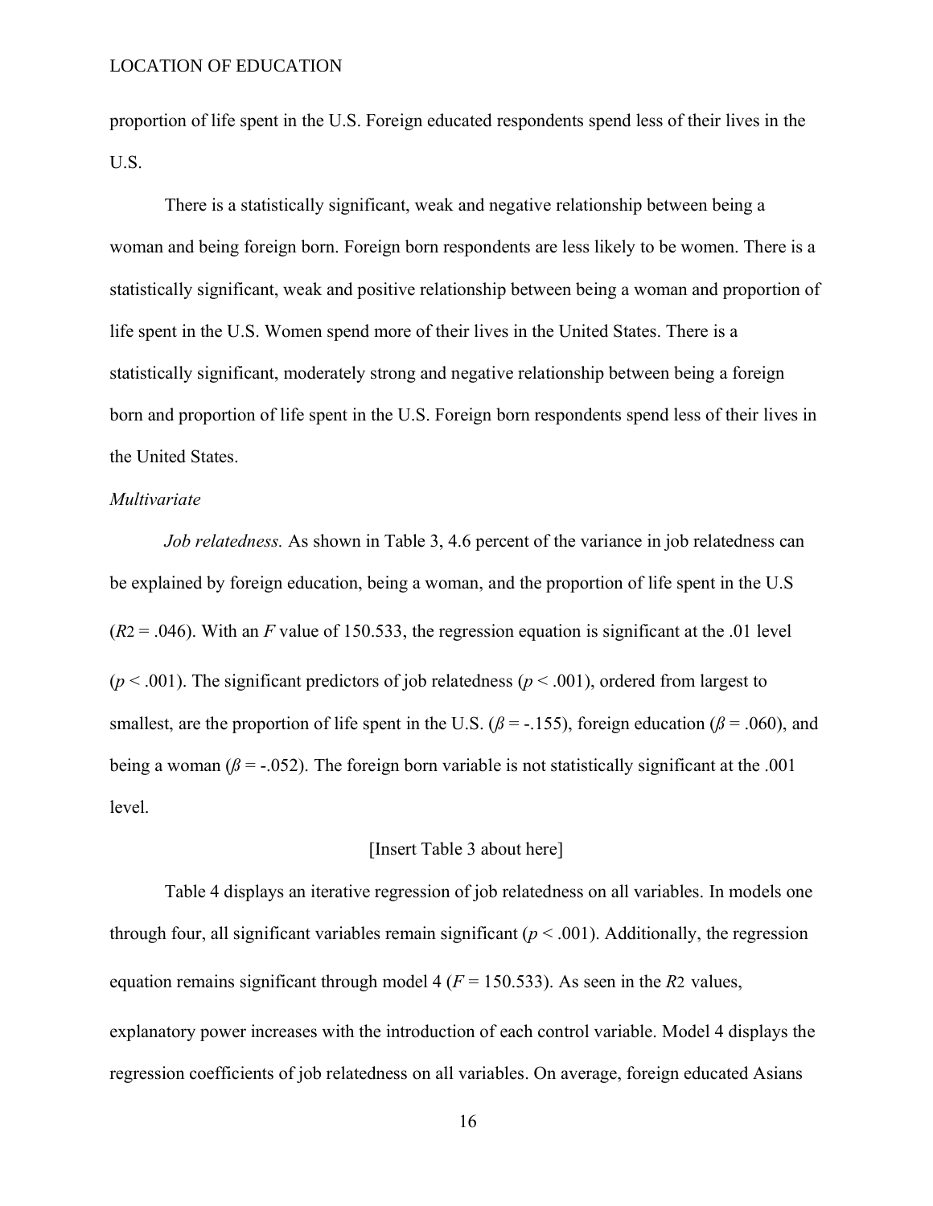proportion of life spent in the U.S. Foreign educated respondents spend less of their lives in the U.S.

There is a statistically significant, weak and negative relationship between being a woman and being foreign born. Foreign born respondents are less likely to be women. There is a statistically significant, weak and positive relationship between being a woman and proportion of life spent in the U.S. Women spend more of their lives in the United States. There is a statistically significant, moderately strong and negative relationship between being a foreign born and proportion of life spent in the U.S. Foreign born respondents spend less of their lives in the United States.

*Multivariate*

*Job relatedness.* As shown in Table 3, 4.6 percent of the variance in job relatedness can be explained by foreign education, being a woman, and the proportion of life spent in the U.S ($R^2$ = .046). With an $F$ value of 150.533, the regression equation is significant at the .01 level ($p < .001$). The significant predictors of job relatedness ($p < .001$), ordered from largest to smallest, are the proportion of life spent in the U.S. ($\beta$ = -.155), foreign education ($\beta$ = .060), and being a woman ($\beta$ = -.052). The foreign born variable is not statistically significant at the .001 level.

[Insert Table 3 about here]

Table 4 displays an iterative regression of job relatedness on all variables. In models one through four, all significant variables remain significant ($p < .001$). Additionally, the regression equation remains significant through model 4 ($F$ = 150.533). As seen in the $R^2$ values, explanatory power increases with the introduction of each control variable. Model 4 displays the regression coefficients of job relatedness on all variables. On average, foreign educated Asians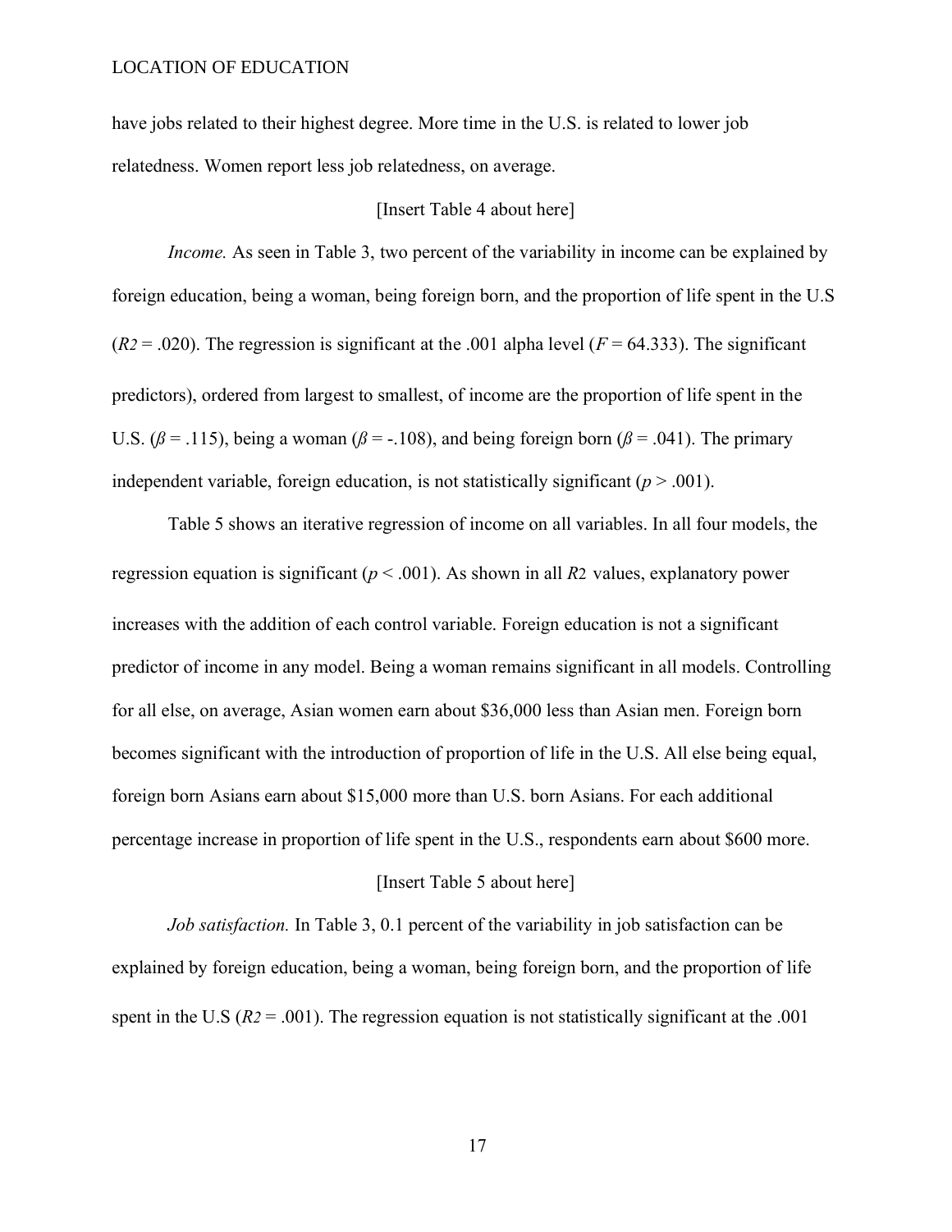have jobs related to their highest degree. More time in the U.S. is related to lower job relatedness. Women report less job relatedness, on average.

[Insert Table 4 about here]

*Income.* As seen in Table 3, two percent of the variability in income can be explained by foreign education, being a woman, being foreign born, and the proportion of life spent in the U.S ($R^2$ = .020). The regression is significant at the .001 alpha level ($F$ = 64.333). The significant predictors), ordered from largest to smallest, of income are the proportion of life spent in the U.S. ($\beta$ = .115), being a woman ($\beta$ = -.108), and being foreign born ($\beta$ = .041). The primary independent variable, foreign education, is not statistically significant ($p$ > .001).

Table 5 shows an iterative regression of income on all variables. In all four models, the regression equation is significant ($p$ < .001). As shown in all $R^2$ values, explanatory power increases with the addition of each control variable. Foreign education is not a significant predictor of income in any model. Being a woman remains significant in all models. Controlling for all else, on average, Asian women earn about $36,000 less than Asian men. Foreign born becomes significant with the introduction of proportion of life in the U.S. All else being equal, foreign born Asians earn about $15,000 more than U.S. born Asians. For each additional percentage increase in proportion of life spent in the U.S., respondents earn about $600 more.

[Insert Table 5 about here]

*Job satisfaction.* In Table 3, 0.1 percent of the variability in job satisfaction can be explained by foreign education, being a woman, being foreign born, and the proportion of life spent in the U.S ($R^2$ = .001). The regression equation is not statistically significant at the .001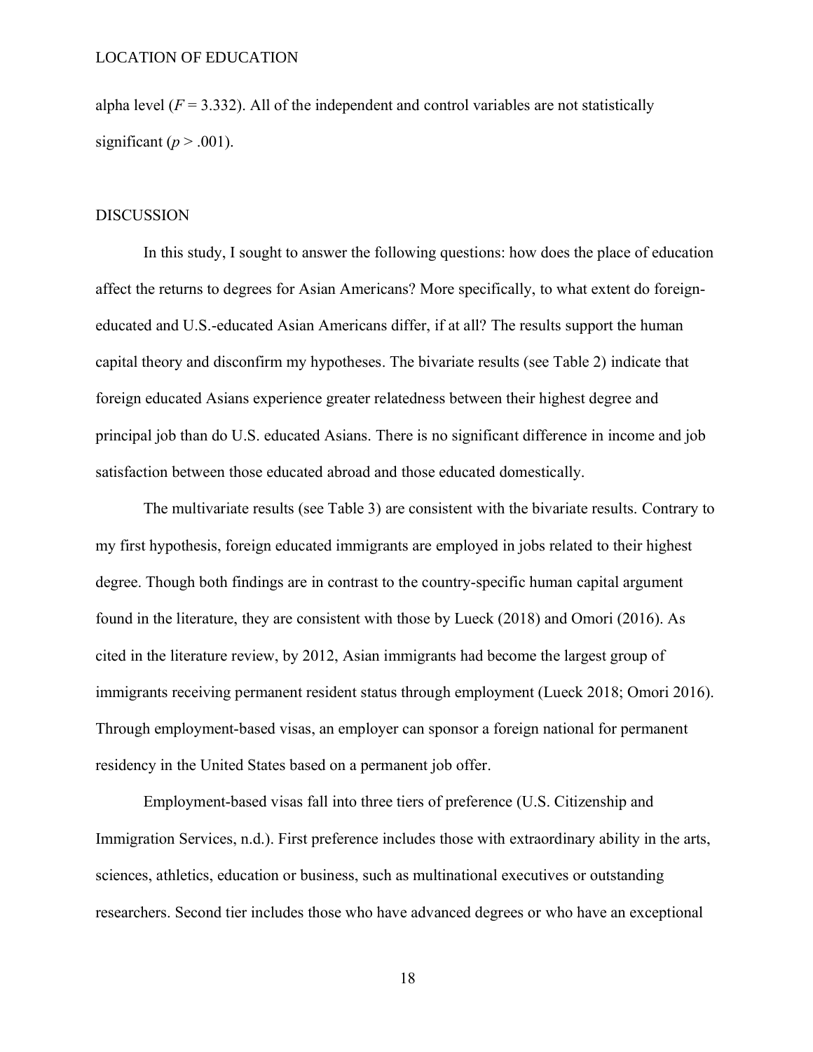alpha level ($F = 3.332$). All of the independent and control variables are not statistically significant ($p > .001$).

## DISCUSSION

In this study, I sought to answer the following questions: how does the place of education affect the returns to degrees for Asian Americans? More specifically, to what extent do foreign-educated and U.S.-educated Asian Americans differ, if at all? The results support the human capital theory and disconfirm my hypotheses. The bivariate results (see Table 2) indicate that foreign educated Asians experience greater relatedness between their highest degree and principal job than do U.S. educated Asians. There is no significant difference in income and job satisfaction between those educated abroad and those educated domestically.

The multivariate results (see Table 3) are consistent with the bivariate results. Contrary to my first hypothesis, foreign educated immigrants are employed in jobs related to their highest degree. Though both findings are in contrast to the country-specific human capital argument found in the literature, they are consistent with those by Lueck (2018) and Omori (2016). As cited in the literature review, by 2012, Asian immigrants had become the largest group of immigrants receiving permanent resident status through employment (Lueck 2018; Omori 2016). Through employment-based visas, an employer can sponsor a foreign national for permanent residency in the United States based on a permanent job offer.

Employment-based visas fall into three tiers of preference (U.S. Citizenship and Immigration Services, n.d.). First preference includes those with extraordinary ability in the arts, sciences, athletics, education or business, such as multinational executives or outstanding researchers. Second tier includes those who have advanced degrees or who have an exceptional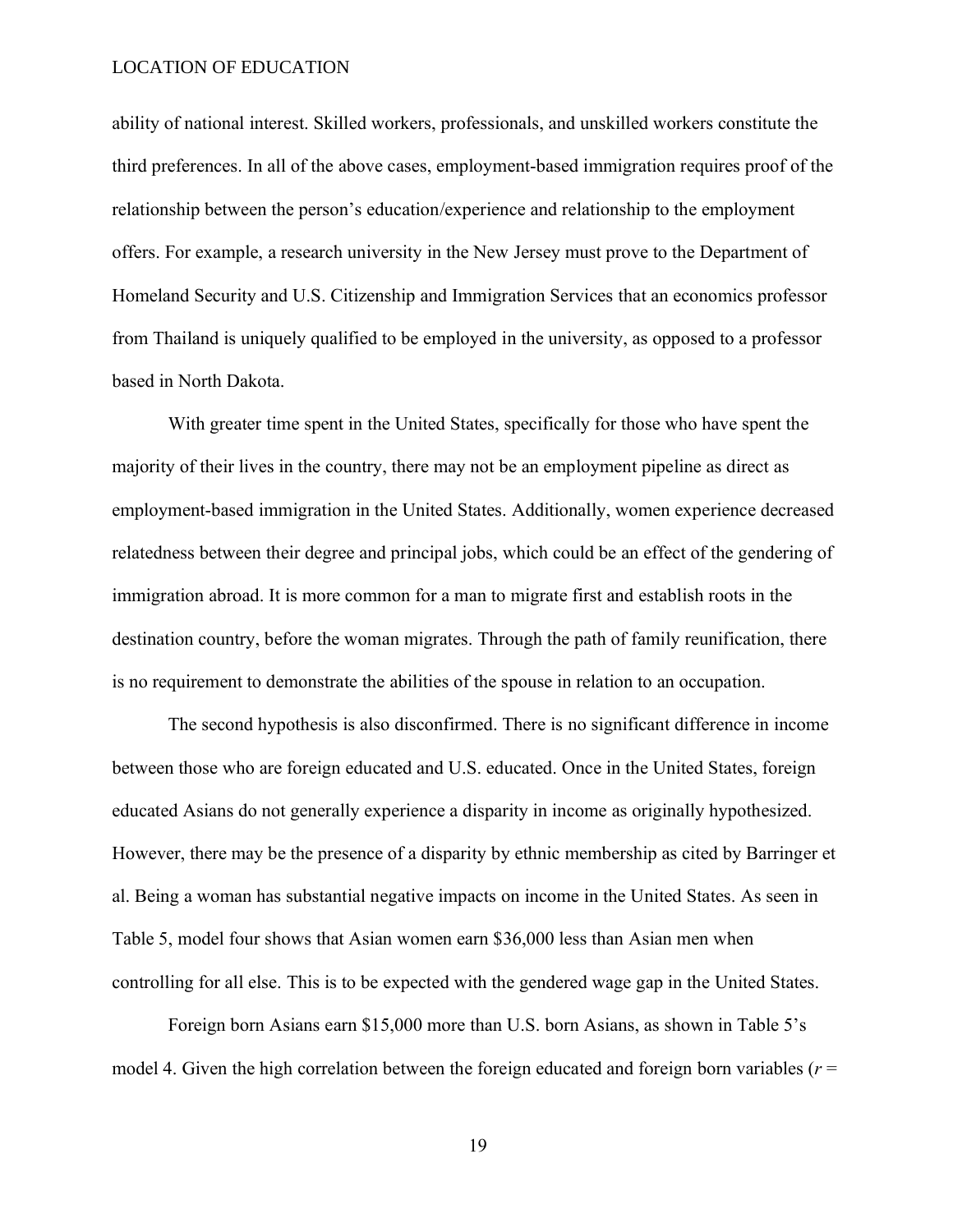ability of national interest. Skilled workers, professionals, and unskilled workers constitute the third preferences. In all of the above cases, employment-based immigration requires proof of the relationship between the person's education/experience and relationship to the employment offers. For example, a research university in the New Jersey must prove to the Department of Homeland Security and U.S. Citizenship and Immigration Services that an economics professor from Thailand is uniquely qualified to be employed in the university, as opposed to a professor based in North Dakota.

With greater time spent in the United States, specifically for those who have spent the majority of their lives in the country, there may not be an employment pipeline as direct as employment-based immigration in the United States. Additionally, women experience decreased relatedness between their degree and principal jobs, which could be an effect of the gendering of immigration abroad. It is more common for a man to migrate first and establish roots in the destination country, before the woman migrates. Through the path of family reunification, there is no requirement to demonstrate the abilities of the spouse in relation to an occupation.

The second hypothesis is also disconfirmed. There is no significant difference in income between those who are foreign educated and U.S. educated. Once in the United States, foreign educated Asians do not generally experience a disparity in income as originally hypothesized. However, there may be the presence of a disparity by ethnic membership as cited by Barringer et al. Being a woman has substantial negative impacts on income in the United States. As seen in Table 5, model four shows that Asian women earn $36,000 less than Asian men when controlling for all else. This is to be expected with the gendered wage gap in the United States.

Foreign born Asians earn $15,000 more than U.S. born Asians, as shown in Table 5's model 4. Given the high correlation between the foreign educated and foreign born variables ($r$ =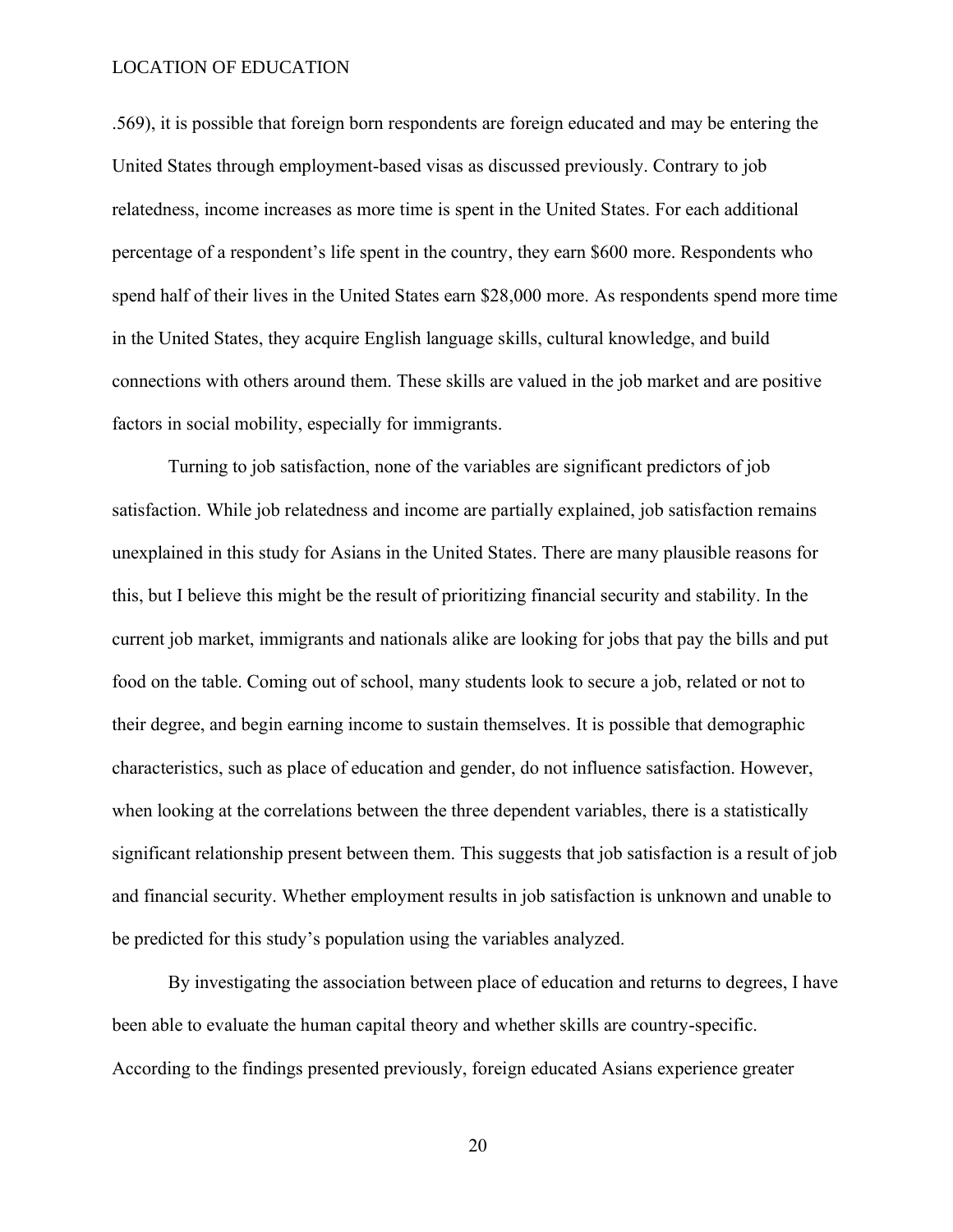.569), it is possible that foreign born respondents are foreign educated and may be entering the United States through employment-based visas as discussed previously. Contrary to job relatedness, income increases as more time is spent in the United States. For each additional percentage of a respondent's life spent in the country, they earn $600 more. Respondents who spend half of their lives in the United States earn $28,000 more. As respondents spend more time in the United States, they acquire English language skills, cultural knowledge, and build connections with others around them. These skills are valued in the job market and are positive factors in social mobility, especially for immigrants.

Turning to job satisfaction, none of the variables are significant predictors of job satisfaction. While job relatedness and income are partially explained, job satisfaction remains unexplained in this study for Asians in the United States. There are many plausible reasons for this, but I believe this might be the result of prioritizing financial security and stability. In the current job market, immigrants and nationals alike are looking for jobs that pay the bills and put food on the table. Coming out of school, many students look to secure a job, related or not to their degree, and begin earning income to sustain themselves. It is possible that demographic characteristics, such as place of education and gender, do not influence satisfaction. However, when looking at the correlations between the three dependent variables, there is a statistically significant relationship present between them. This suggests that job satisfaction is a result of job and financial security. Whether employment results in job satisfaction is unknown and unable to be predicted for this study's population using the variables analyzed.

By investigating the association between place of education and returns to degrees, I have been able to evaluate the human capital theory and whether skills are country-specific. According to the findings presented previously, foreign educated Asians experience greater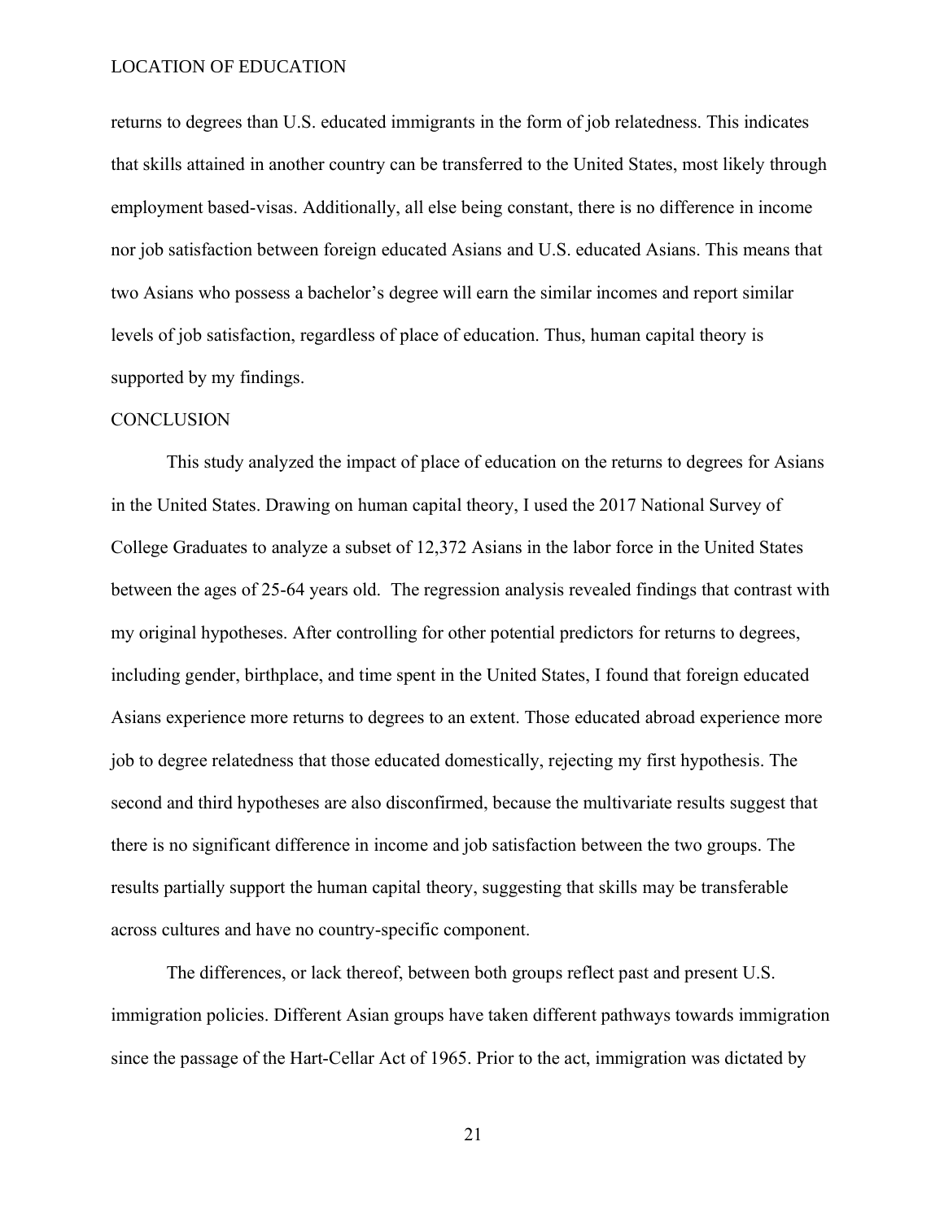returns to degrees than U.S. educated immigrants in the form of job relatedness. This indicates that skills attained in another country can be transferred to the United States, most likely through employment based-visas. Additionally, all else being constant, there is no difference in income nor job satisfaction between foreign educated Asians and U.S. educated Asians. This means that two Asians who possess a bachelor's degree will earn the similar incomes and report similar levels of job satisfaction, regardless of place of education. Thus, human capital theory is supported by my findings.

## CONCLUSION

This study analyzed the impact of place of education on the returns to degrees for Asians in the United States. Drawing on human capital theory, I used the 2017 National Survey of College Graduates to analyze a subset of 12,372 Asians in the labor force in the United States between the ages of 25-64 years old. The regression analysis revealed findings that contrast with my original hypotheses. After controlling for other potential predictors for returns to degrees, including gender, birthplace, and time spent in the United States, I found that foreign educated Asians experience more returns to degrees to an extent. Those educated abroad experience more job to degree relatedness that those educated domestically, rejecting my first hypothesis. The second and third hypotheses are also disconfirmed, because the multivariate results suggest that there is no significant difference in income and job satisfaction between the two groups. The results partially support the human capital theory, suggesting that skills may be transferable across cultures and have no country-specific component.

The differences, or lack thereof, between both groups reflect past and present U.S. immigration policies. Different Asian groups have taken different pathways towards immigration since the passage of the Hart-Cellar Act of 1965. Prior to the act, immigration was dictated by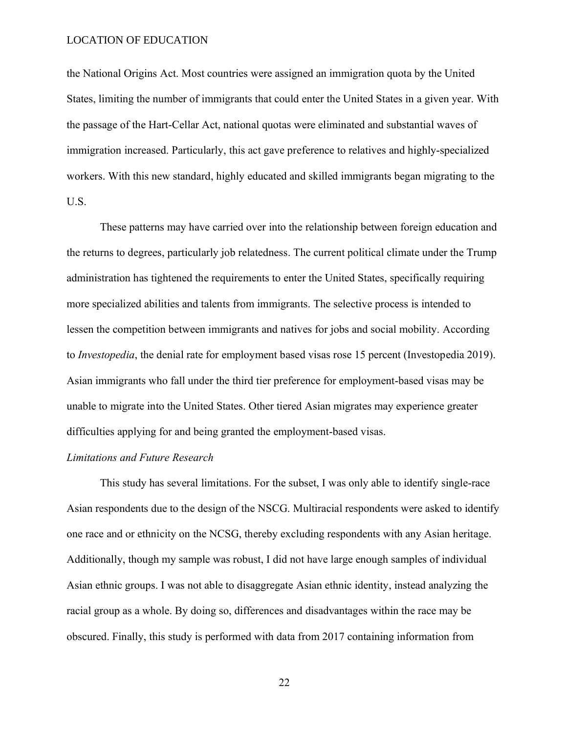the National Origins Act. Most countries were assigned an immigration quota by the United States, limiting the number of immigrants that could enter the United States in a given year. With the passage of the Hart-Cellar Act, national quotas were eliminated and substantial waves of immigration increased. Particularly, this act gave preference to relatives and highly-specialized workers. With this new standard, highly educated and skilled immigrants began migrating to the U.S.

These patterns may have carried over into the relationship between foreign education and the returns to degrees, particularly job relatedness. The current political climate under the Trump administration has tightened the requirements to enter the United States, specifically requiring more specialized abilities and talents from immigrants. The selective process is intended to lessen the competition between immigrants and natives for jobs and social mobility. According to *Investopedia*, the denial rate for employment based visas rose 15 percent (Investopedia 2019). Asian immigrants who fall under the third tier preference for employment-based visas may be unable to migrate into the United States. Other tiered Asian migrates may experience greater difficulties applying for and being granted the employment-based visas.

*Limitations and Future Research*

This study has several limitations. For the subset, I was only able to identify single-race Asian respondents due to the design of the NSCG. Multiracial respondents were asked to identify one race and or ethnicity on the NCSG, thereby excluding respondents with any Asian heritage. Additionally, though my sample was robust, I did not have large enough samples of individual Asian ethnic groups. I was not able to disaggregate Asian ethnic identity, instead analyzing the racial group as a whole. By doing so, differences and disadvantages within the race may be obscured. Finally, this study is performed with data from 2017 containing information from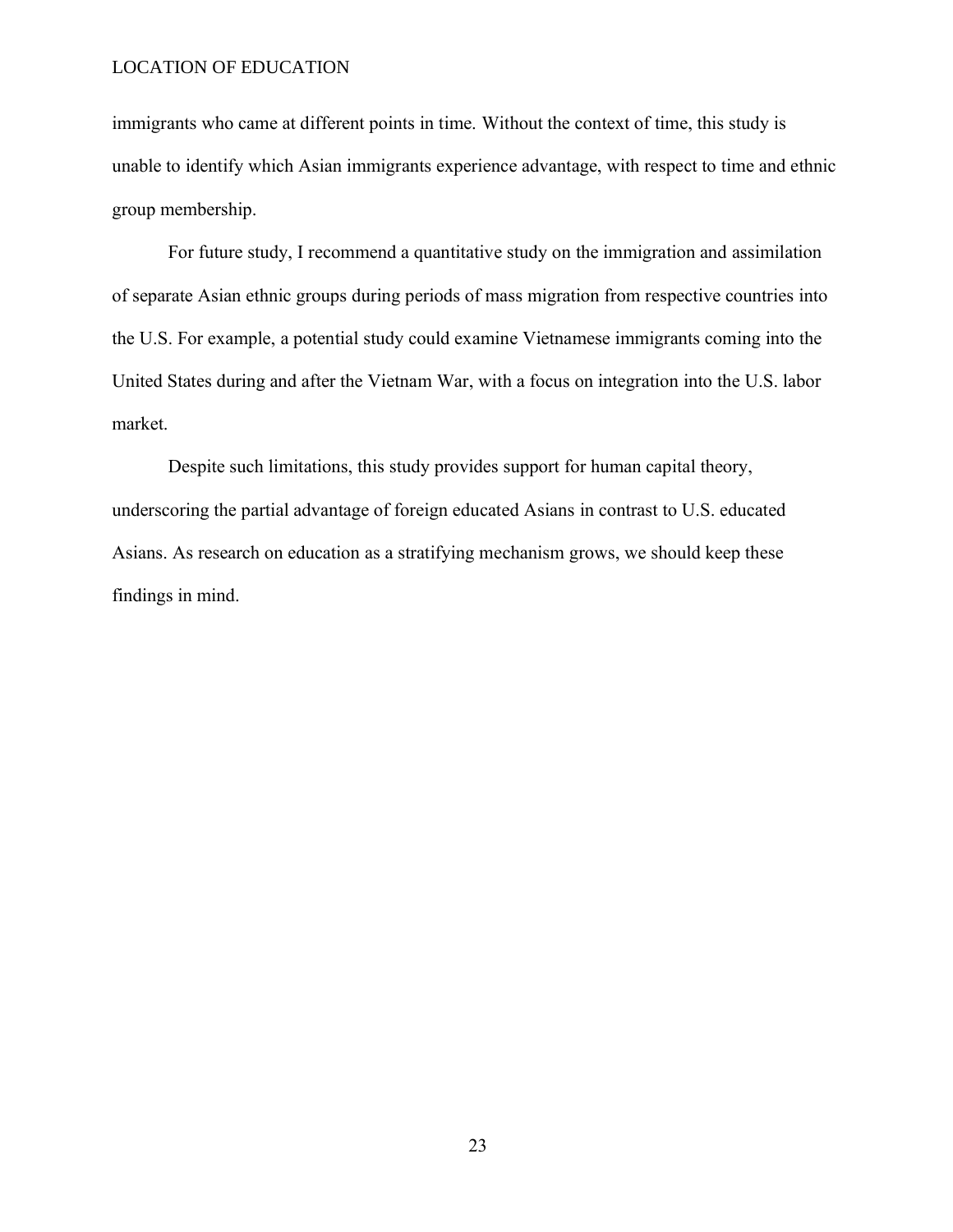immigrants who came at different points in time. Without the context of time, this study is unable to identify which Asian immigrants experience advantage, with respect to time and ethnic group membership.

For future study, I recommend a quantitative study on the immigration and assimilation of separate Asian ethnic groups during periods of mass migration from respective countries into the U.S. For example, a potential study could examine Vietnamese immigrants coming into the United States during and after the Vietnam War, with a focus on integration into the U.S. labor market.

Despite such limitations, this study provides support for human capital theory, underscoring the partial advantage of foreign educated Asians in contrast to U.S. educated Asians. As research on education as a stratifying mechanism grows, we should keep these findings in mind.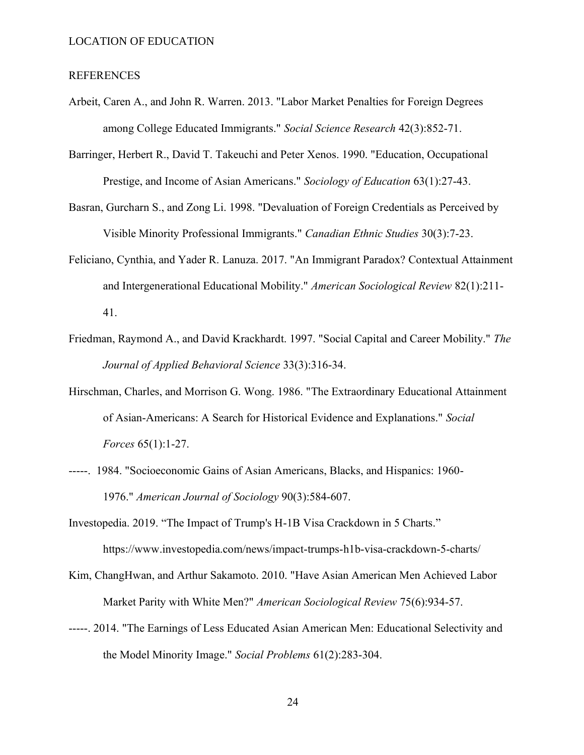## REFERENCES

Arbeit, Caren A., and John R. Warren. 2013. "Labor Market Penalties for Foreign Degrees among College Educated Immigrants." *Social Science Research* 42(3):852-71.

Barringer, Herbert R., David T. Takeuchi and Peter Xenos. 1990. "Education, Occupational Prestige, and Income of Asian Americans." *Sociology of Education* 63(1):27-43.

Basran, Gurcharn S., and Zong Li. 1998. "Devaluation of Foreign Credentials as Perceived by Visible Minority Professional Immigrants." *Canadian Ethnic Studies* 30(3):7-23.

Feliciano, Cynthia, and Yader R. Lanuza. 2017. "An Immigrant Paradox? Contextual Attainment and Intergenerational Educational Mobility." *American Sociological Review* 82(1):211-41.

Friedman, Raymond A., and David Krackhardt. 1997. "Social Capital and Career Mobility." *The Journal of Applied Behavioral Science* 33(3):316-34.

Hirschman, Charles, and Morrison G. Wong. 1986. "The Extraordinary Educational Attainment of Asian-Americans: A Search for Historical Evidence and Explanations." *Social Forces* 65(1):1-27.

-----. 1984. "Socioeconomic Gains of Asian Americans, Blacks, and Hispanics: 1960-1976." *American Journal of Sociology* 90(3):584-607.

Investopedia. 2019. "The Impact of Trump's H-1B Visa Crackdown in 5 Charts." https://www.investopedia.com/news/impact-trumps-h1b-visa-crackdown-5-charts/

Kim, ChangHwan, and Arthur Sakamoto. 2010. "Have Asian American Men Achieved Labor Market Parity with White Men?" *American Sociological Review* 75(6):934-57.

-----. 2014. "The Earnings of Less Educated Asian American Men: Educational Selectivity and the Model Minority Image." *Social Problems* 61(2):283-304.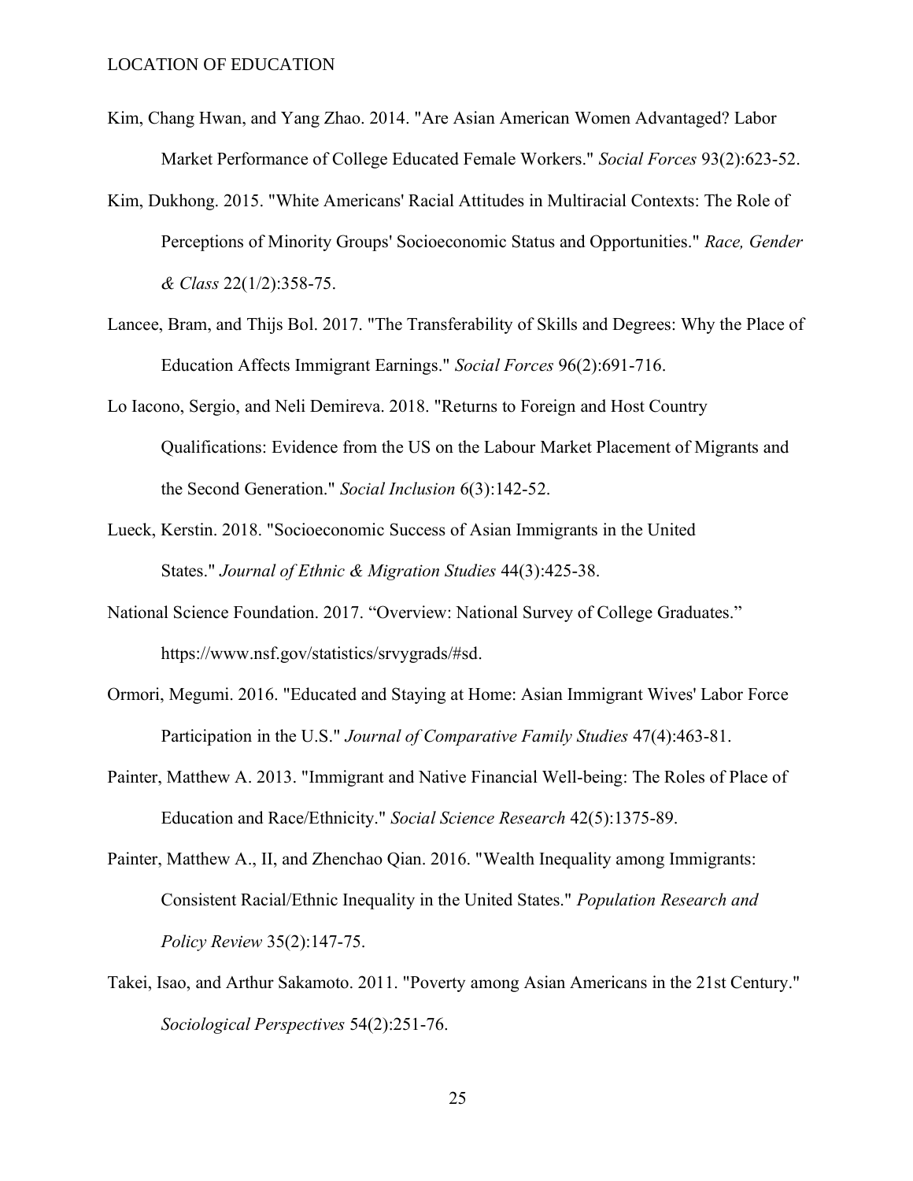Kim, Chang Hwan, and Yang Zhao. 2014. "Are Asian American Women Advantaged? Labor Market Performance of College Educated Female Workers." *Social Forces* 93(2):623-52.

Kim, Dukhong. 2015. "White Americans' Racial Attitudes in Multiracial Contexts: The Role of Perceptions of Minority Groups' Socioeconomic Status and Opportunities." *Race, Gender & Class* 22(1/2):358-75.

Lancee, Bram, and Thijs Bol. 2017. "The Transferability of Skills and Degrees: Why the Place of Education Affects Immigrant Earnings." *Social Forces* 96(2):691-716.

Lo Iacono, Sergio, and Neli Demireva. 2018. "Returns to Foreign and Host Country Qualifications: Evidence from the US on the Labour Market Placement of Migrants and the Second Generation." *Social Inclusion* 6(3):142-52.

Lueck, Kerstin. 2018. "Socioeconomic Success of Asian Immigrants in the United States." *Journal of Ethnic & Migration Studies* 44(3):425-38.

National Science Foundation. 2017. "Overview: National Survey of College Graduates." https://www.nsf.gov/statistics/srvygrads/#sd.

Ormori, Megumi. 2016. "Educated and Staying at Home: Asian Immigrant Wives' Labor Force Participation in the U.S." *Journal of Comparative Family Studies* 47(4):463-81.

Painter, Matthew A. 2013. "Immigrant and Native Financial Well-being: The Roles of Place of Education and Race/Ethnicity." *Social Science Research* 42(5):1375-89.

Painter, Matthew A., II, and Zhenchao Qian. 2016. "Wealth Inequality among Immigrants: Consistent Racial/Ethnic Inequality in the United States." *Population Research and Policy Review* 35(2):147-75.

Takei, Isao, and Arthur Sakamoto. 2011. "Poverty among Asian Americans in the 21st Century." *Sociological Perspectives* 54(2):251-76.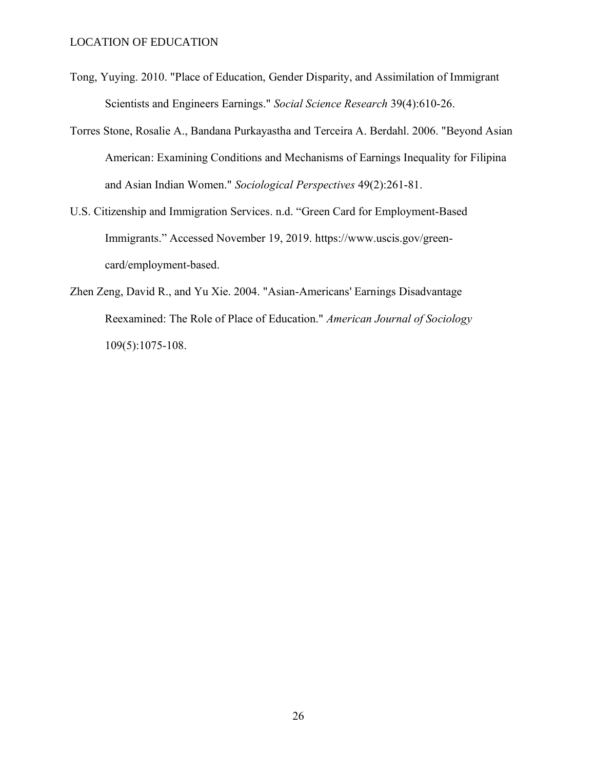Tong, Yuying. 2010. "Place of Education, Gender Disparity, and Assimilation of Immigrant Scientists and Engineers Earnings." *Social Science Research* 39(4):610-26.

Torres Stone, Rosalie A., Bandana Purkayastha and Terceira A. Berdahl. 2006. "Beyond Asian American: Examining Conditions and Mechanisms of Earnings Inequality for Filipina and Asian Indian Women." *Sociological Perspectives* 49(2):261-81.

U.S. Citizenship and Immigration Services. n.d. "Green Card for Employment-Based Immigrants." Accessed November 19, 2019. https://www.uscis.gov/green-card/employment-based.

Zhen Zeng, David R., and Yu Xie. 2004. "Asian-Americans' Earnings Disadvantage Reexamined: The Role of Place of Education." *American Journal of Sociology* 109(5):1075-108.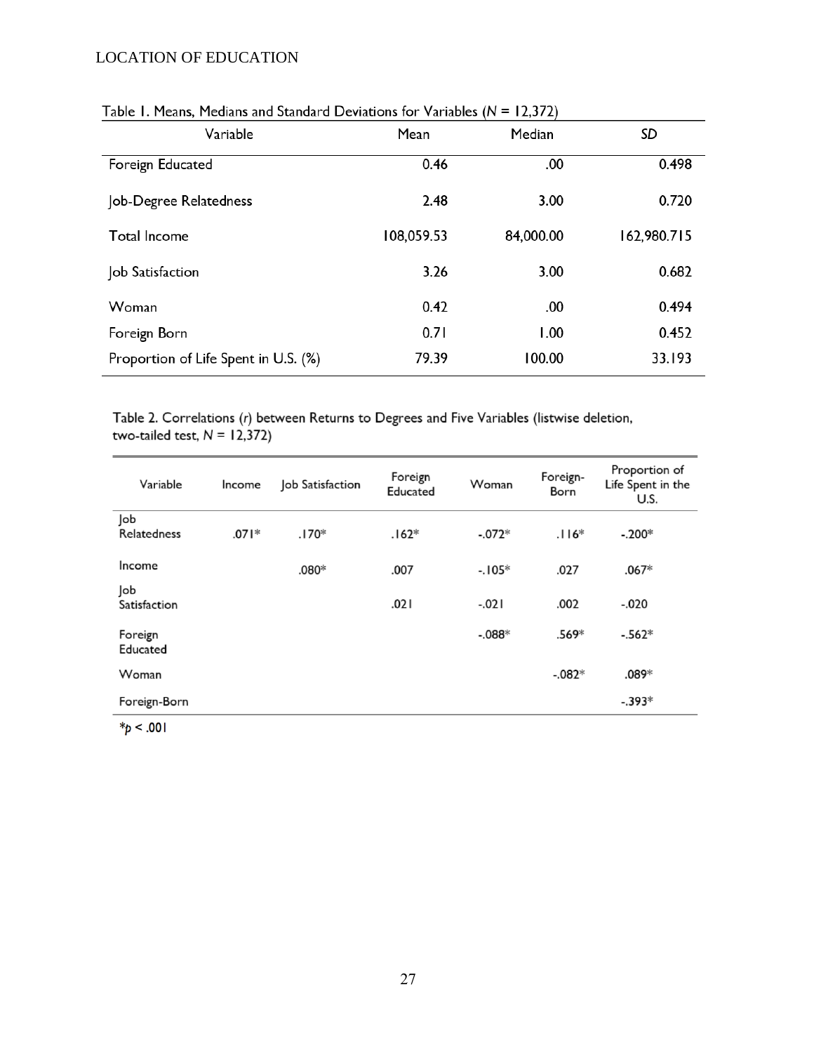Table 1. Means, Medians and Standard Deviations for Variables ($N$ = 12,372)

| Variable | Mean | Median | *SD* |
|---|---|---|---|
| Foreign Educated | 0.46 | .00 | 0.498 |
| Job-Degree Relatedness | 2.48 | 3.00 | 0.720 |
| Total Income | 108,059.53 | 84,000.00 | 162,980.715 |
| Job Satisfaction | 3.26 | 3.00 | 0.682 |
| Woman | 0.42 | .00 | 0.494 |
| Foreign Born | 0.71 | 1.00 | 0.452 |
| Proportion of Life Spent in U.S. (%) | 79.39 | 100.00 | 33.193 |

Table 2. Correlations ($r$) between Returns to Degrees and Five Variables (listwise deletion, two-tailed test, $N$ = 12,372)

| Variable | Income | Job Satisfaction | Foreign Educated | Woman | Foreign-Born | Proportion of Life Spent in the U.S. |
|---|---|---|---|---|---|---|
| Job Relatedness | .071* | .170* | .162* | -.072* | .116* | -.200* |
| Income | | .080* | .007 | -.105* | .027 | .067* |
| Job Satisfaction | | | .021 | -.021 | .002 | -.020 |
| Foreign Educated | | | | -.088* | .569* | -.562* |
| Woman | | | | | -.082* | .089* |
| Foreign-Born | | | | | | -.393* |

*$p < .001$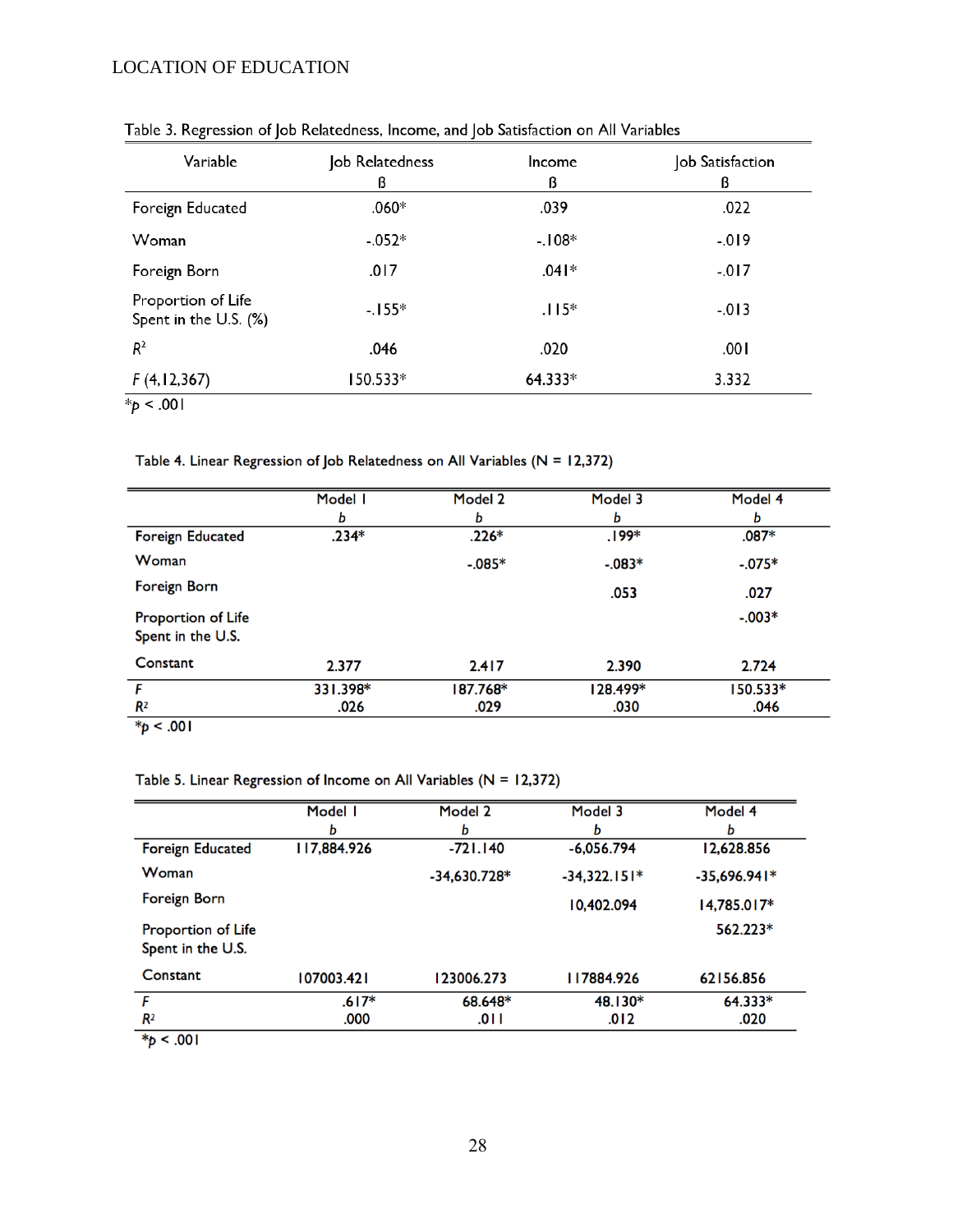Table 3. Regression of Job Relatedness, Income, and Job Satisfaction on All Variables

| Variable | Job Relatedness<br>β | Income<br>β | Job Satisfaction<br>β |
|---|---|---|---|
| Foreign Educated | .060* | .039 | .022 |
| Woman | -.052* | -.108* | -.019 |
| Foreign Born | .017 | .041* | -.017 |
| Proportion of Life Spent in the U.S. (%) | -.155* | .115* | -.013 |
| $R^2$ | .046 | .020 | .001 |
| $F$ (4,12,367) | 150.533* | 64.333* | 3.332 |

*$p < .001$

Table 4. Linear Regression of Job Relatedness on All Variables (N = 12,372)

| | Model 1<br>*b* | Model 2<br>*b* | Model 3<br>*b* | Model 4<br>*b* |
|---|---|---|---|---|
| Foreign Educated | .234* | .226* | .199* | .087* |
| Woman | | -.085* | -.083* | -.075* |
| Foreign Born | | | .053 | .027 |
| Proportion of Life Spent in the U.S. | | | | -.003* |
| Constant | 2.377 | 2.417 | 2.390 | 2.724 |
| $F$ | 331.398* | 187.768* | 128.499* | 150.533* |
| $R^2$ | .026 | .029 | .030 | .046 |

*$p < .001$

Table 5. Linear Regression of Income on All Variables (N = 12,372)

| | Model 1<br>*b* | Model 2<br>*b* | Model 3<br>*b* | Model 4<br>*b* |
|---|---|---|---|---|
| Foreign Educated | 117,884.926 | -721.140 | -6,056.794 | 12,628.856 |
| Woman | | -34,630.728* | -34,322.151* | -35,696.941* |
| Foreign Born | | | 10,402.094 | 14,785.017* |
| Proportion of Life Spent in the U.S. | | | | 562.223* |
| Constant | 107003.421 | 123006.273 | 117884.926 | 62156.856 |
| $F$ | .617* | 68.648* | 48.130* | 64.333* |
| $R^2$ | .000 | .011 | .012 | .020 |

*$p < .001$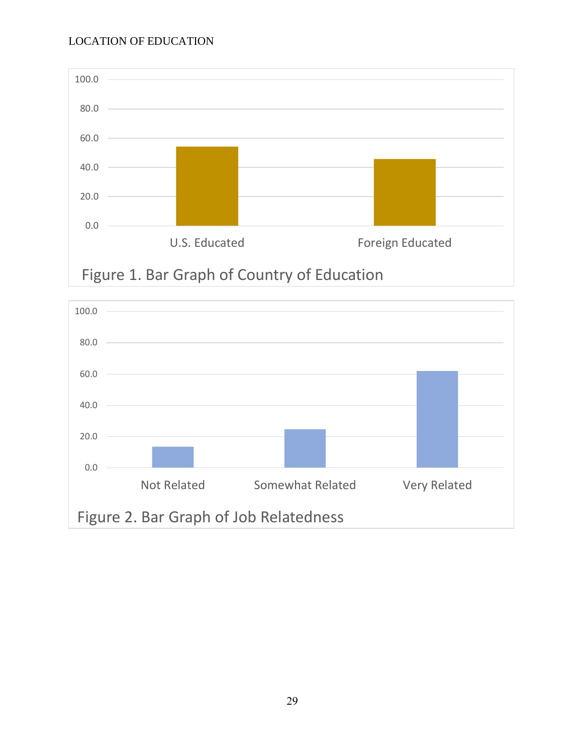Figure 1. Bar Graph of Country of Education

Figure 2. Bar Graph of Job Relatedness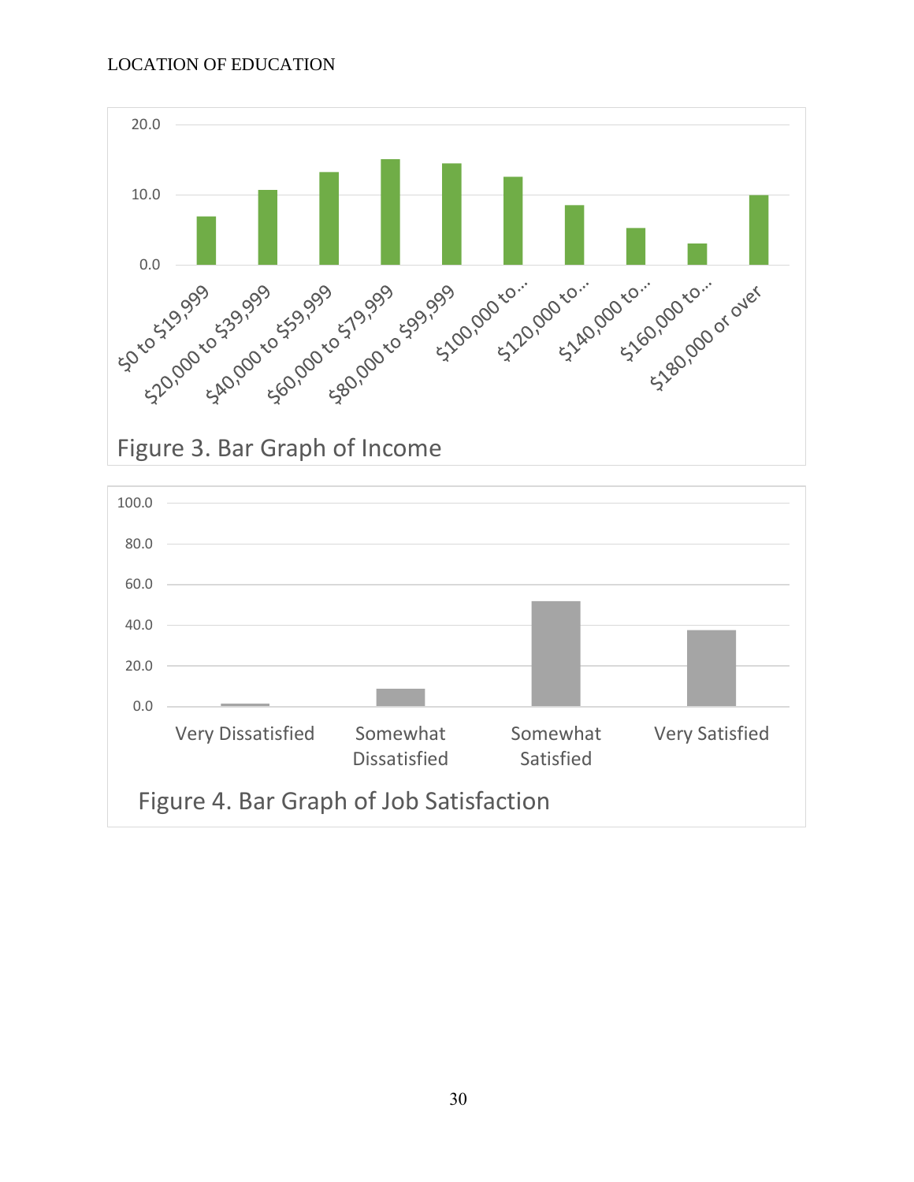Figure 3. Bar Graph of Income

Figure 4. Bar Graph of Job Satisfaction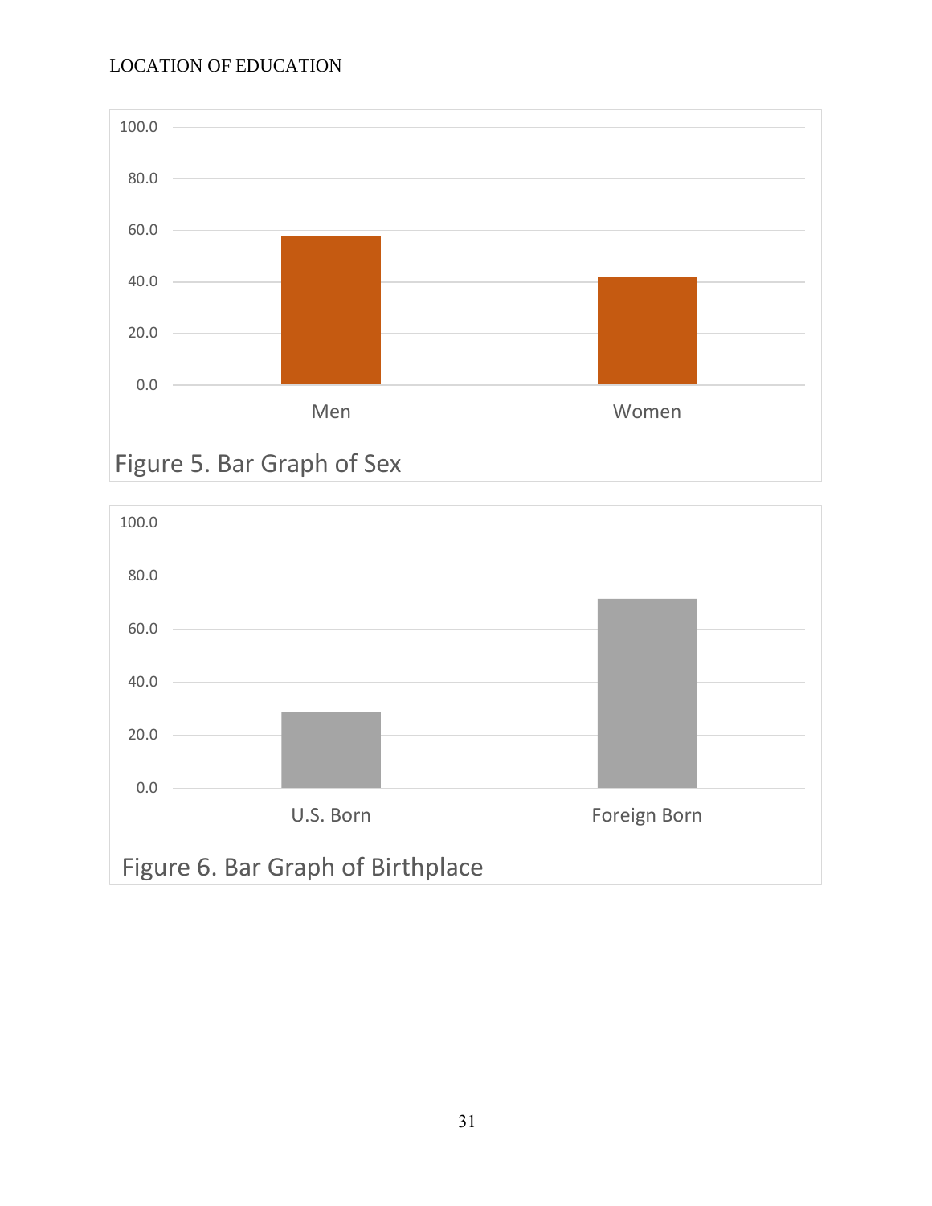Figure 5. Bar Graph of Sex

Figure 6. Bar Graph of Birthplace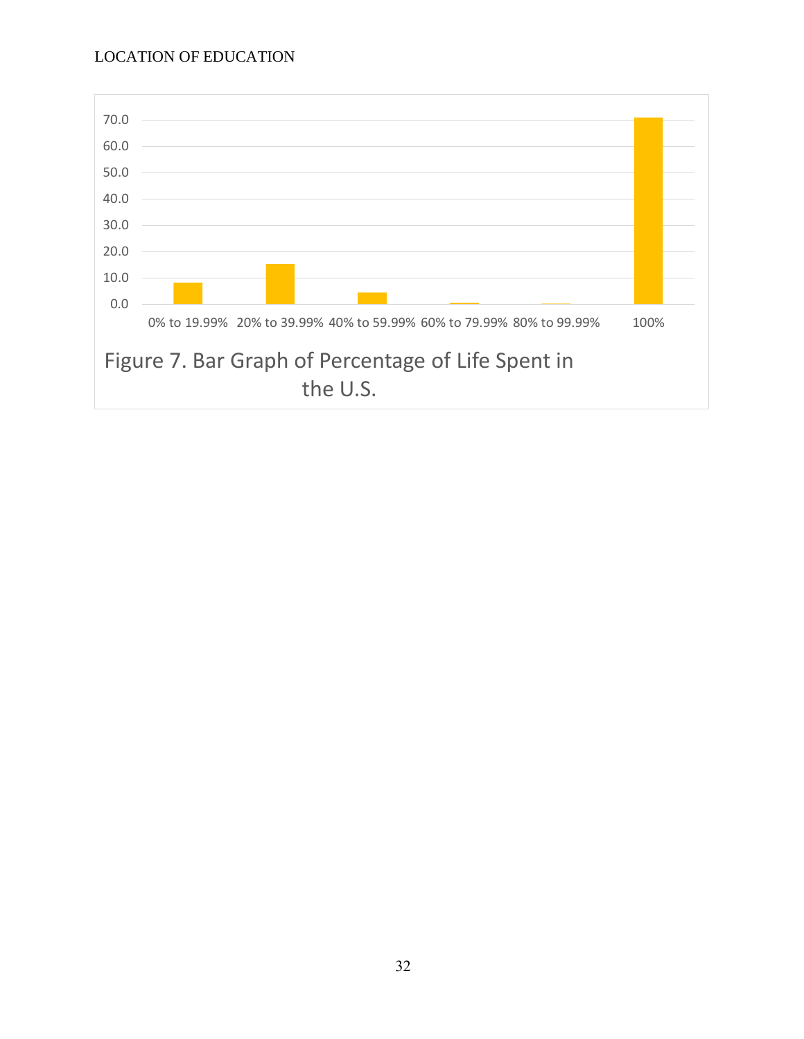70.0
60.0
50.0
40.0
30.0
20.0
10.0
0.0

0% to 19.99% 20% to 39.99% 40% to 59.99% 60% to 79.99% 80% to 99.99% 100%

Figure 7. Bar Graph of Percentage of Life Spent in the U.S.